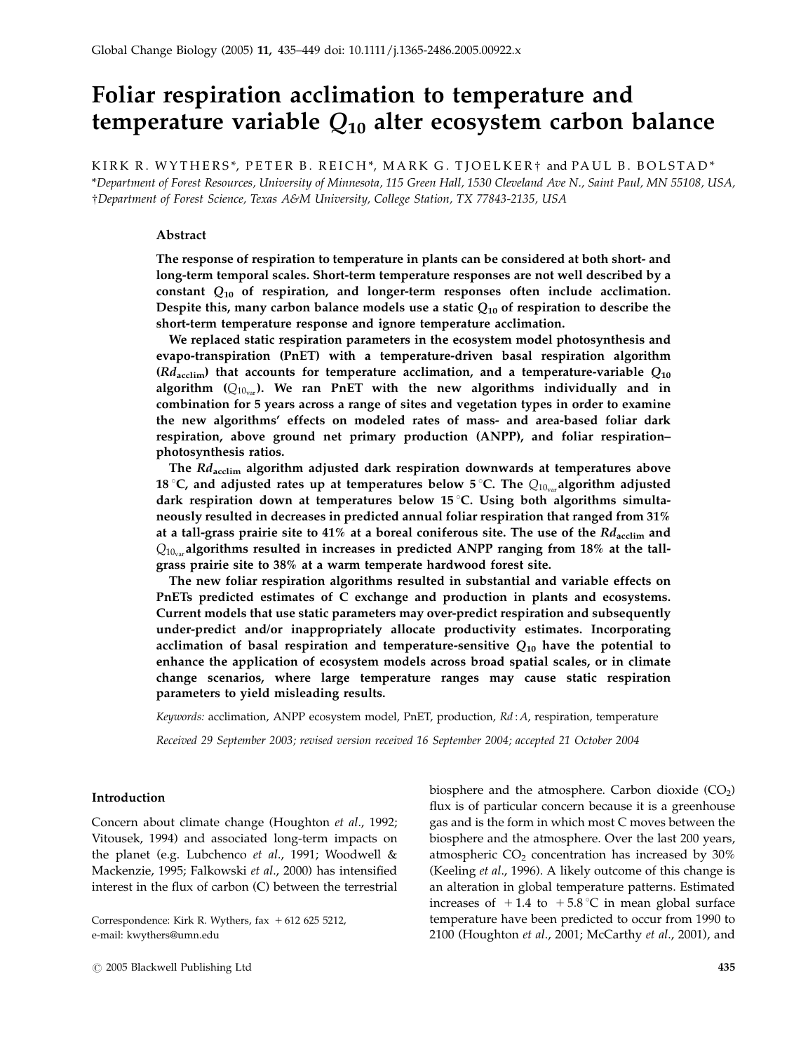# Foliar respiration acclimation to temperature and temperature variable $Q_{10}$ alter ecosystem carbon balance

KIRK R. WYTHERS*, PETER B. REICH*, MARK G. TJOELKER† and PAUL B. BOLSTAD*

*Department of Forest Resources, University of Minnesota, 115 Green Hall, 1530 Cleveland Ave N., Saint Paul, MN 55108, USA, †Department of Forest Science, Texas A&M University, College Station, TX 77843-2135, USA

## Abstract

**The response of respiration to temperature in plants can be considered at both short- and long-term temporal scales. Short-term temperature responses are not well described by a constant $Q_{10}$ of respiration, and longer-term responses often include acclimation. Despite this, many carbon balance models use a static $Q_{10}$ of respiration to describe the short-term temperature response and ignore temperature acclimation.**

**We replaced static respiration parameters in the ecosystem model photosynthesis and evapo-transpiration (PnET) with a temperature-driven basal respiration algorithm ($Rd_{acclim}$) that accounts for temperature acclimation, and a temperature-variable $Q_{10}$ algorithm ($Q_{10_{var}}$). We ran PnET with the new algorithms individually and in combination for 5 years across a range of sites and vegetation types in order to examine the new algorithms' effects on modeled rates of mass- and area-based foliar dark respiration, above ground net primary production (ANPP), and foliar respiration–photosynthesis ratios.**

**The $Rd_{acclim}$ algorithm adjusted dark respiration downwards at temperatures above 18 °C, and adjusted rates up at temperatures below 5 °C. The $Q_{10_{var}}$ algorithm adjusted dark respiration down at temperatures below 15 °C. Using both algorithms simultaneously resulted in decreases in predicted annual foliar respiration that ranged from 31% at a tall-grass prairie site to 41% at a boreal coniferous site. The use of the $Rd_{acclim}$ and $Q_{10_{var}}$ algorithms resulted in increases in predicted ANPP ranging from 18% at the tall-grass prairie site to 38% at a warm temperate hardwood forest site.**

**The new foliar respiration algorithms resulted in substantial and variable effects on PnETs predicted estimates of C exchange and production in plants and ecosystems. Current models that use static parameters may over-predict respiration and subsequently under-predict and/or inappropriately allocate productivity estimates. Incorporating acclimation of basal respiration and temperature-sensitive $Q_{10}$ have the potential to enhance the application of ecosystem models across broad spatial scales, or in climate change scenarios, where large temperature ranges may cause static respiration parameters to yield misleading results.**

*Keywords:* acclimation, ANPP ecosystem model, PnET, production, $Rd:A$, respiration, temperature

*Received 29 September 2003; revised version received 16 September 2004; accepted 21 October 2004*

## Introduction

Concern about climate change (Houghton *et al*., 1992; Vitousek, 1994) and associated long-term impacts on the planet (e.g. Lubchenco *et al*., 1991; Woodwell & Mackenzie, 1995; Falkowski *et al*., 2000) has intensified interest in the flux of carbon (C) between the terrestrial biosphere and the atmosphere. Carbon dioxide ($CO_2$) flux is of particular concern because it is a greenhouse gas and is the form in which most C moves between the biosphere and the atmosphere. Over the last 200 years, atmospheric $CO_2$ concentration has increased by 30% (Keeling *et al*., 1996). A likely outcome of this change is an alteration in global temperature patterns. Estimated increases of +1.4 to +5.8 °C in mean global surface temperature have been predicted to occur from 1990 to 2100 (Houghton *et al*., 2001; McCarthy *et al*., 2001), and

Correspondence: Kirk R. Wythers, fax +612 625 5212, e-mail: kwythers@umn.edu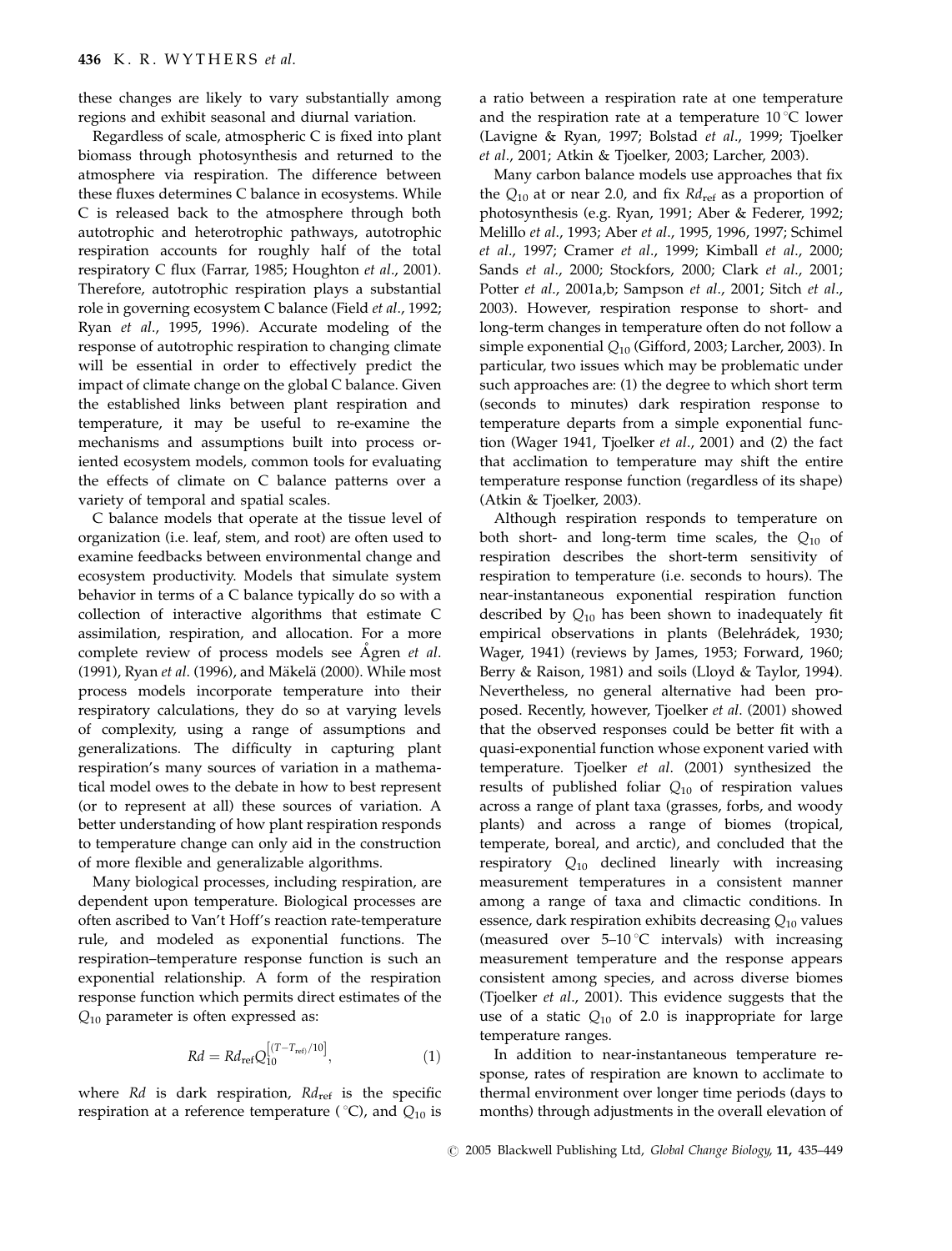these changes are likely to vary substantially among regions and exhibit seasonal and diurnal variation.

Regardless of scale, atmospheric C is fixed into plant biomass through photosynthesis and returned to the atmosphere via respiration. The difference between these fluxes determines C balance in ecosystems. While C is released back to the atmosphere through both autotrophic and heterotrophic pathways, autotrophic respiration accounts for roughly half of the total respiratory C flux (Farrar, 1985; Houghton *et al*., 2001). Therefore, autotrophic respiration plays a substantial role in governing ecosystem C balance (Field *et al*., 1992; Ryan *et al*., 1995, 1996). Accurate modeling of the response of autotrophic respiration to changing climate will be essential in order to effectively predict the impact of climate change on the global C balance. Given the established links between plant respiration and temperature, it may be useful to re-examine the mechanisms and assumptions built into process oriented ecosystem models, common tools for evaluating the effects of climate on C balance patterns over a variety of temporal and spatial scales.

C balance models that operate at the tissue level of organization (i.e. leaf, stem, and root) are often used to examine feedbacks between environmental change and ecosystem productivity. Models that simulate system behavior in terms of a C balance typically do so with a collection of interactive algorithms that estimate C assimilation, respiration, and allocation. For a more complete review of process models see Ågren *et al*. (1991), Ryan *et al*. (1996), and Mäkelä (2000). While most process models incorporate temperature into their respiratory calculations, they do so at varying levels of complexity, using a range of assumptions and generalizations. The difficulty in capturing plant respiration's many sources of variation in a mathematical model owes to the debate in how to best represent (or to represent at all) these sources of variation. A better understanding of how plant respiration responds to temperature change can only aid in the construction of more flexible and generalizable algorithms.

Many biological processes, including respiration, are dependent upon temperature. Biological processes are often ascribed to Van't Hoff's reaction rate-temperature rule, and modeled as exponential functions. The respiration–temperature response function is such an exponential relationship. A form of the respiration response function which permits direct estimates of the $Q_{10}$ parameter is often expressed as:

$$Rd = Rd_{\mathrm{ref}} Q_{10}^{\left[(T - T_{\mathrm{ref}})/10\right]}, \tag{1}$$

where $Rd$ is dark respiration, $Rd_{\mathrm{ref}}$ is the specific respiration at a reference temperature (°C), and $Q_{10}$ is a ratio between a respiration rate at one temperature and the respiration rate at a temperature 10 °C lower (Lavigne & Ryan, 1997; Bolstad *et al*., 1999; Tjoelker *et al*., 2001; Atkin & Tjoelker, 2003; Larcher, 2003).

Many carbon balance models use approaches that fix the $Q_{10}$ at or near 2.0, and fix $Rd_{\mathrm{ref}}$ as a proportion of photosynthesis (e.g. Ryan, 1991; Aber & Federer, 1992; Melillo *et al*., 1993; Aber *et al*., 1995, 1996, 1997; Schimel *et al*., 1997; Cramer *et al*., 1999; Kimball *et al*., 2000; Sands *et al*., 2000; Stockfors, 2000; Clark *et al*., 2001; Potter *et al*., 2001a,b; Sampson *et al*., 2001; Sitch *et al*., 2003). However, respiration response to short- and long-term changes in temperature often do not follow a simple exponential $Q_{10}$ (Gifford, 2003; Larcher, 2003). In particular, two issues which may be problematic under such approaches are: (1) the degree to which short term (seconds to minutes) dark respiration response to temperature departs from a simple exponential function (Wager 1941, Tjoelker *et al*., 2001) and (2) the fact that acclimation to temperature may shift the entire temperature response function (regardless of its shape) (Atkin & Tjoelker, 2003).

Although respiration responds to temperature on both short- and long-term time scales, the $Q_{10}$ of respiration describes the short-term sensitivity of respiration to temperature (i.e. seconds to hours). The near-instantaneous exponential respiration function described by $Q_{10}$ has been shown to inadequately fit empirical observations in plants (Belehrádek, 1930; Wager, 1941) (reviews by James, 1953; Forward, 1960; Berry & Raison, 1981) and soils (Lloyd & Taylor, 1994). Nevertheless, no general alternative had been proposed. Recently, however, Tjoelker *et al*. (2001) showed that the observed responses could be better fit with a quasi-exponential function whose exponent varied with temperature. Tjoelker *et al*. (2001) synthesized the results of published foliar $Q_{10}$ of respiration values across a range of plant taxa (grasses, forbs, and woody plants) and across a range of biomes (tropical, temperate, boreal, and arctic), and concluded that the respiratory $Q_{10}$ declined linearly with increasing measurement temperatures in a consistent manner among a range of taxa and climactic conditions. In essence, dark respiration exhibits decreasing $Q_{10}$ values (measured over 5–10 °C intervals) with increasing measurement temperature and the response appears consistent among species, and across diverse biomes (Tjoelker *et al*., 2001). This evidence suggests that the use of a static $Q_{10}$ of 2.0 is inappropriate for large temperature ranges.

In addition to near-instantaneous temperature response, rates of respiration are known to acclimate to thermal environment over longer time periods (days to months) through adjustments in the overall elevation of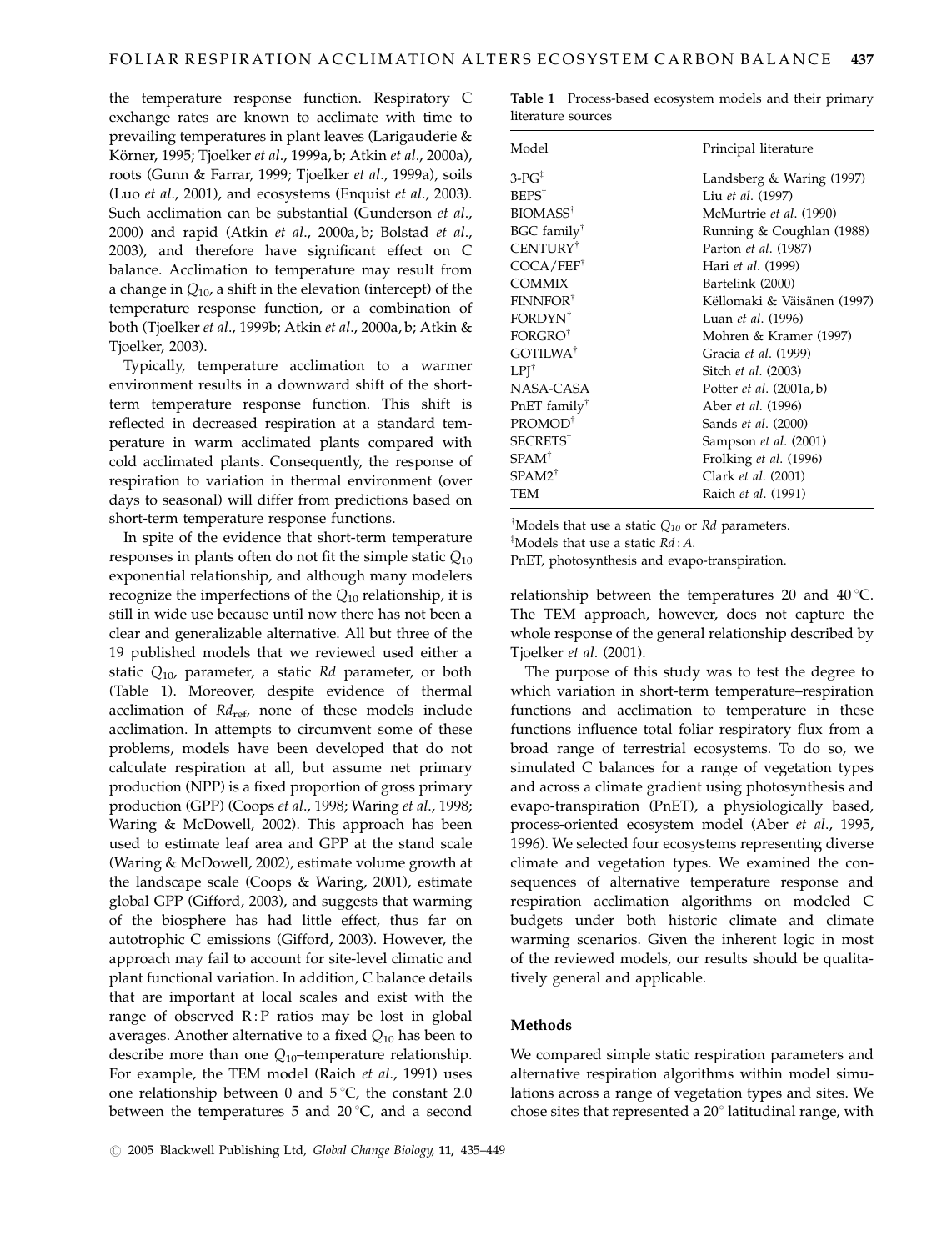the temperature response function. Respiratory C exchange rates are known to acclimate with time to prevailing temperatures in plant leaves (Larigauderie & Körner, 1995; Tjoelker *et al*., 1999a, b; Atkin *et al*., 2000a), roots (Gunn & Farrar, 1999; Tjoelker *et al*., 1999a), soils (Luo *et al*., 2001), and ecosystems (Enquist *et al*., 2003). Such acclimation can be substantial (Gunderson *et al*., 2000) and rapid (Atkin *et al*., 2000a, b; Bolstad *et al*., 2003), and therefore have significant effect on C balance. Acclimation to temperature may result from a change in $Q_{10}$, a shift in the elevation (intercept) of the temperature response function, or a combination of both (Tjoelker *et al*., 1999b; Atkin *et al*., 2000a, b; Atkin & Tjoelker, 2003).

Typically, temperature acclimation to a warmer environment results in a downward shift of the short-term temperature response function. This shift is reflected in decreased respiration at a standard temperature in warm acclimated plants compared with cold acclimated plants. Consequently, the response of respiration to variation in thermal environment (over days to seasonal) will differ from predictions based on short-term temperature response functions.

In spite of the evidence that short-term temperature responses in plants often do not fit the simple static $Q_{10}$ exponential relationship, and although many modelers recognize the imperfections of the $Q_{10}$ relationship, it is still in wide use because until now there has not been a clear and generalizable alternative. All but three of the 19 published models that we reviewed used either a static $Q_{10}$, parameter, a static *Rd* parameter, or both (Table 1). Moreover, despite evidence of thermal acclimation of $Rd_{ref}$, none of these models include acclimation. In attempts to circumvent some of these problems, models have been developed that do not calculate respiration at all, but assume net primary production (NPP) is a fixed proportion of gross primary production (GPP) (Coops *et al*., 1998; Waring *et al*., 1998; Waring & McDowell, 2002). This approach has been used to estimate leaf area and GPP at the stand scale (Waring & McDowell, 2002), estimate volume growth at the landscape scale (Coops & Waring, 2001), estimate global GPP (Gifford, 2003), and suggests that warming of the biosphere has had little effect, thus far on autotrophic C emissions (Gifford, 2003). However, the approach may fail to account for site-level climatic and plant functional variation. In addition, C balance details that are important at local scales and exist with the range of observed R : P ratios may be lost in global averages. Another alternative to a fixed $Q_{10}$ has been to describe more than one $Q_{10}$–temperature relationship. For example, the TEM model (Raich *et al*., 1991) uses one relationship between 0 and 5 °C, the constant 2.0 between the temperatures 5 and 20 °C, and a second relationship between the temperatures 20 and 40 °C. The TEM approach, however, does not capture the whole response of the general relationship described by Tjoelker *et al*. (2001).

**Table 1** Process-based ecosystem models and their primary literature sources

| Model | Principal literature |
|---|---|
| 3-PG[‡] | Landsberg & Waring (1997) |
| BEPS[†] | Liu *et al*. (1997) |
| BIOMASS[†] | McMurtrie *et al*. (1990) |
| BGC family[†] | Running & Coughlan (1988) |
| CENTURY[†] | Parton *et al*. (1987) |
| COCA/FEF[†] | Hari *et al*. (1999) |
| COMMIX | Bartelink (2000) |
| FINNFOR[†] | Këllomaki & Väisänen (1997) |
| FORDYN[†] | Luan *et al*. (1996) |
| FORGRO[†] | Mohren & Kramer (1997) |
| GOTILWA[†] | Gracia *et al*. (1999) |
| LPJ[†] | Sitch *et al*. (2003) |
| NASA-CASA | Potter *et al*. (2001a, b) |
| PnET family[†] | Aber *et al*. (1996) |
| PROMOD[†] | Sands *et al*. (2000) |
| SECRETS[†] | Sampson *et al*. (2001) |
| SPAM[†] | Frolking *et al*. (1996) |
| SPAM2[†] | Clark *et al*. (2001) |
| TEM | Raich *et al*. (1991) |

[†]Models that use a static $Q_{10}$ or *Rd* parameters.
[‡]Models that use a static *Rd* : *A*.
PnET, photosynthesis and evapo-transpiration.

The purpose of this study was to test the degree to which variation in short-term temperature–respiration functions and acclimation to temperature in these functions influence total foliar respiratory flux from a broad range of terrestrial ecosystems. To do so, we simulated C balances for a range of vegetation types and across a climate gradient using photosynthesis and evapo-transpiration (PnET), a physiologically based, process-oriented ecosystem model (Aber *et al*., 1995, 1996). We selected four ecosystems representing diverse climate and vegetation types. We examined the consequences of alternative temperature response and respiration acclimation algorithms on modeled C budgets under both historic climate and climate warming scenarios. Given the inherent logic in most of the reviewed models, our results should be qualitatively general and applicable.

## Methods

We compared simple static respiration parameters and alternative respiration algorithms within model simulations across a range of vegetation types and sites. We chose sites that represented a 20° latitudinal range, with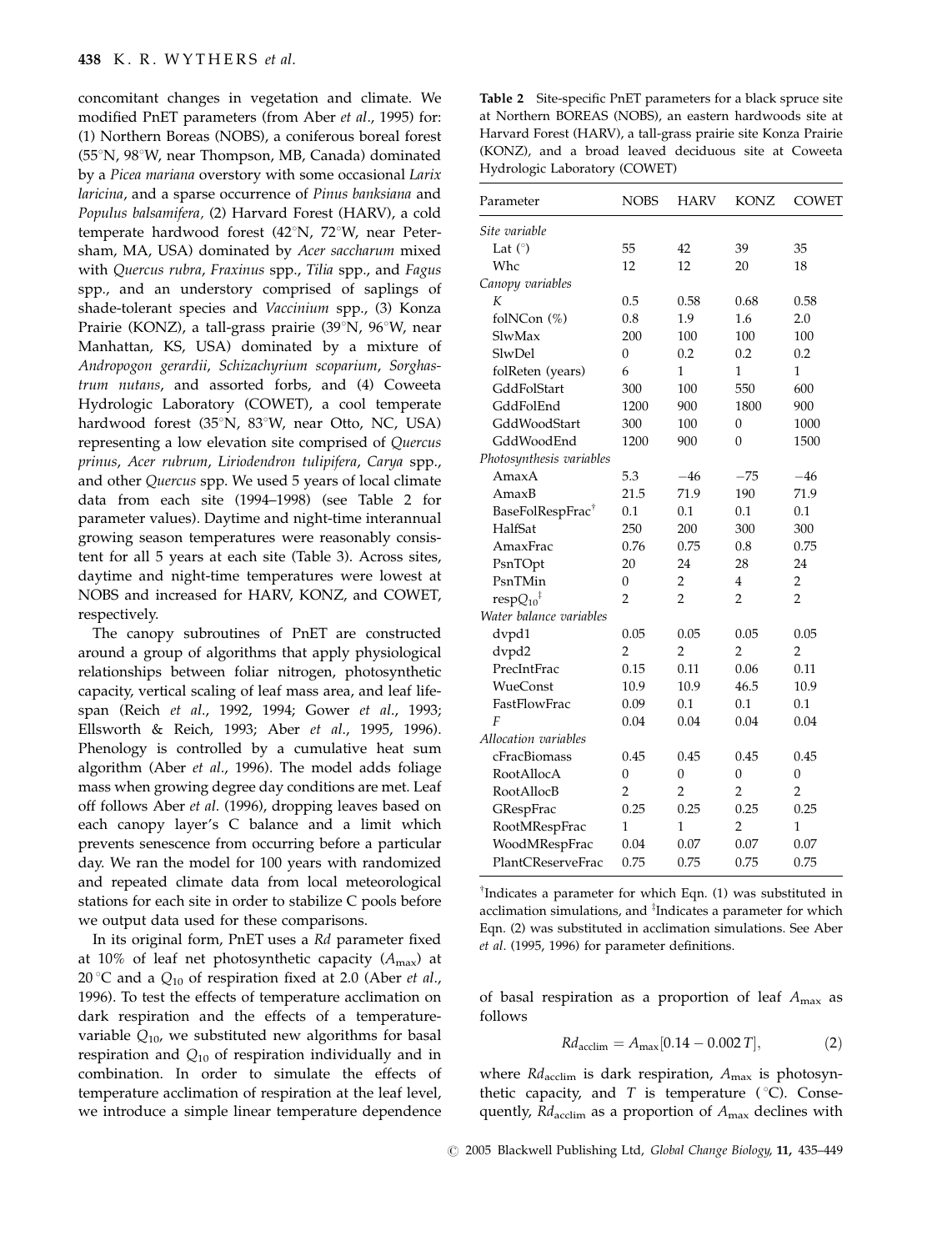concomitant changes in vegetation and climate. We modified PnET parameters (from Aber *et al*., 1995) for: (1) Northern Boreas (NOBS), a coniferous boreal forest (55°N, 98°W, near Thompson, MB, Canada) dominated by a *Picea mariana* overstory with some occasional *Larix laricina*, and a sparse occurrence of *Pinus banksiana* and *Populus balsamifera*, (2) Harvard Forest (HARV), a cold temperate hardwood forest (42°N, 72°W, near Petersham, MA, USA) dominated by *Acer saccharum* mixed with *Quercus rubra*, *Fraxinus* spp., *Tilia* spp., and *Fagus* spp., and an understory comprised of saplings of shade-tolerant species and *Vaccinium* spp., (3) Konza Prairie (KONZ), a tall-grass prairie (39°N, 96°W, near Manhattan, KS, USA) dominated by a mixture of *Andropogon gerardii*, *Schizachyrium scoparium*, *Sorghastrum nutans*, and assorted forbs, and (4) Coweeta Hydrologic Laboratory (COWET), a cool temperate hardwood forest (35°N, 83°W, near Otto, NC, USA) representing a low elevation site comprised of *Quercus prinus*, *Acer rubrum*, *Liriodendron tulipifera*, *Carya* spp., and other *Quercus* spp. We used 5 years of local climate data from each site (1994–1998) (see Table 2 for parameter values). Daytime and night-time interannual growing season temperatures were reasonably consistent for all 5 years at each site (Table 3). Across sites, daytime and night-time temperatures were lowest at NOBS and increased for HARV, KONZ, and COWET, respectively.

The canopy subroutines of PnET are constructed around a group of algorithms that apply physiological relationships between foliar nitrogen, photosynthetic capacity, vertical scaling of leaf mass area, and leaf lifespan (Reich *et al*., 1992, 1994; Gower *et al*., 1993; Ellsworth & Reich, 1993; Aber *et al*., 1995, 1996). Phenology is controlled by a cumulative heat sum algorithm (Aber *et al*., 1996). The model adds foliage mass when growing degree day conditions are met. Leaf off follows Aber *et al*. (1996), dropping leaves based on each canopy layer's C balance and a limit which prevents senescence from occurring before a particular day. We ran the model for 100 years with randomized and repeated climate data from local meteorological stations for each site in order to stabilize C pools before we output data used for these comparisons.

In its original form, PnET uses a *Rd* parameter fixed at 10% of leaf net photosynthetic capacity ($A_{\max}$) at 20 °C and a $Q_{10}$ of respiration fixed at 2.0 (Aber *et al*., 1996). To test the effects of temperature acclimation on dark respiration and the effects of a temperature-variable $Q_{10}$, we substituted new algorithms for basal respiration and $Q_{10}$ of respiration individually and in combination. In order to simulate the effects of temperature acclimation of respiration at the leaf level, we introduce a simple linear temperature dependence of basal respiration as a proportion of leaf $A_{\max}$ as follows

$$Rd_{\mathrm{acclim}} = A_{\max}[0.14 - 0.002\,T], \tag{2}$$

where $Rd_{\mathrm{acclim}}$ is dark respiration, $A_{\max}$ is photosynthetic capacity, and $T$ is temperature (°C). Consequently, $Rd_{\mathrm{acclim}}$ as a proportion of $A_{\max}$ declines with

**Table 2** Site-specific PnET parameters for a black spruce site at Northern BOREAS (NOBS), an eastern hardwoods site at Harvard Forest (HARV), a tall-grass prairie site Konza Prairie (KONZ), and a broad leaved deciduous site at Coweeta Hydrologic Laboratory (COWET)

| Parameter | NOBS | HARV | KONZ | COWET |
|---|---|---|---|---|
| *Site variable* | | | | |
| Lat (°) | 55 | 42 | 39 | 35 |
| Whc | 12 | 12 | 20 | 18 |
| *Canopy variables* | | | | |
| *K* | 0.5 | 0.58 | 0.68 | 0.58 |
| folNCon (%) | 0.8 | 1.9 | 1.6 | 2.0 |
| SlwMax | 200 | 100 | 100 | 100 |
| SlwDel | 0 | 0.2 | 0.2 | 0.2 |
| folReten (years) | 6 | 1 | 1 | 1 |
| GddFolStart | 300 | 100 | 550 | 600 |
| GddFolEnd | 1200 | 900 | 1800 | 900 |
| GddWoodStart | 300 | 100 | 0 | 1000 |
| GddWoodEnd | 1200 | 900 | 0 | 1500 |
| *Photosynthesis variables* | | | | |
| AmaxA | 5.3 | −46 | −75 | −46 |
| AmaxB | 21.5 | 71.9 | 190 | 71.9 |
| BaseFolRespFrac[†] | 0.1 | 0.1 | 0.1 | 0.1 |
| HalfSat | 250 | 200 | 300 | 300 |
| AmaxFrac | 0.76 | 0.75 | 0.8 | 0.75 |
| PsnTOpt | 20 | 24 | 28 | 24 |
| PsnTMin | 0 | 2 | 4 | 2 |
| resp$Q_{10}$[‡] | 2 | 2 | 2 | 2 |
| *Water balance variables* | | | | |
| dvpd1 | 0.05 | 0.05 | 0.05 | 0.05 |
| dvpd2 | 2 | 2 | 2 | 2 |
| PrecIntFrac | 0.15 | 0.11 | 0.06 | 0.11 |
| WueConst | 10.9 | 10.9 | 46.5 | 10.9 |
| FastFlowFrac | 0.09 | 0.1 | 0.1 | 0.1 |
| *F* | 0.04 | 0.04 | 0.04 | 0.04 |
| *Allocation variables* | | | | |
| cFracBiomass | 0.45 | 0.45 | 0.45 | 0.45 |
| RootAllocA | 0 | 0 | 0 | 0 |
| RootAllocB | 2 | 2 | 2 | 2 |
| GRespFrac | 0.25 | 0.25 | 0.25 | 0.25 |
| RootMRespFrac | 1 | 1 | 2 | 1 |
| WoodMRespFrac | 0.04 | 0.07 | 0.07 | 0.07 |
| PlantCReserveFrac | 0.75 | 0.75 | 0.75 | 0.75 |

[†]Indicates a parameter for which Eqn. (1) was substituted in acclimation simulations, and [‡]Indicates a parameter for which Eqn. (2) was substituted in acclimation simulations. See Aber *et al*. (1995, 1996) for parameter definitions.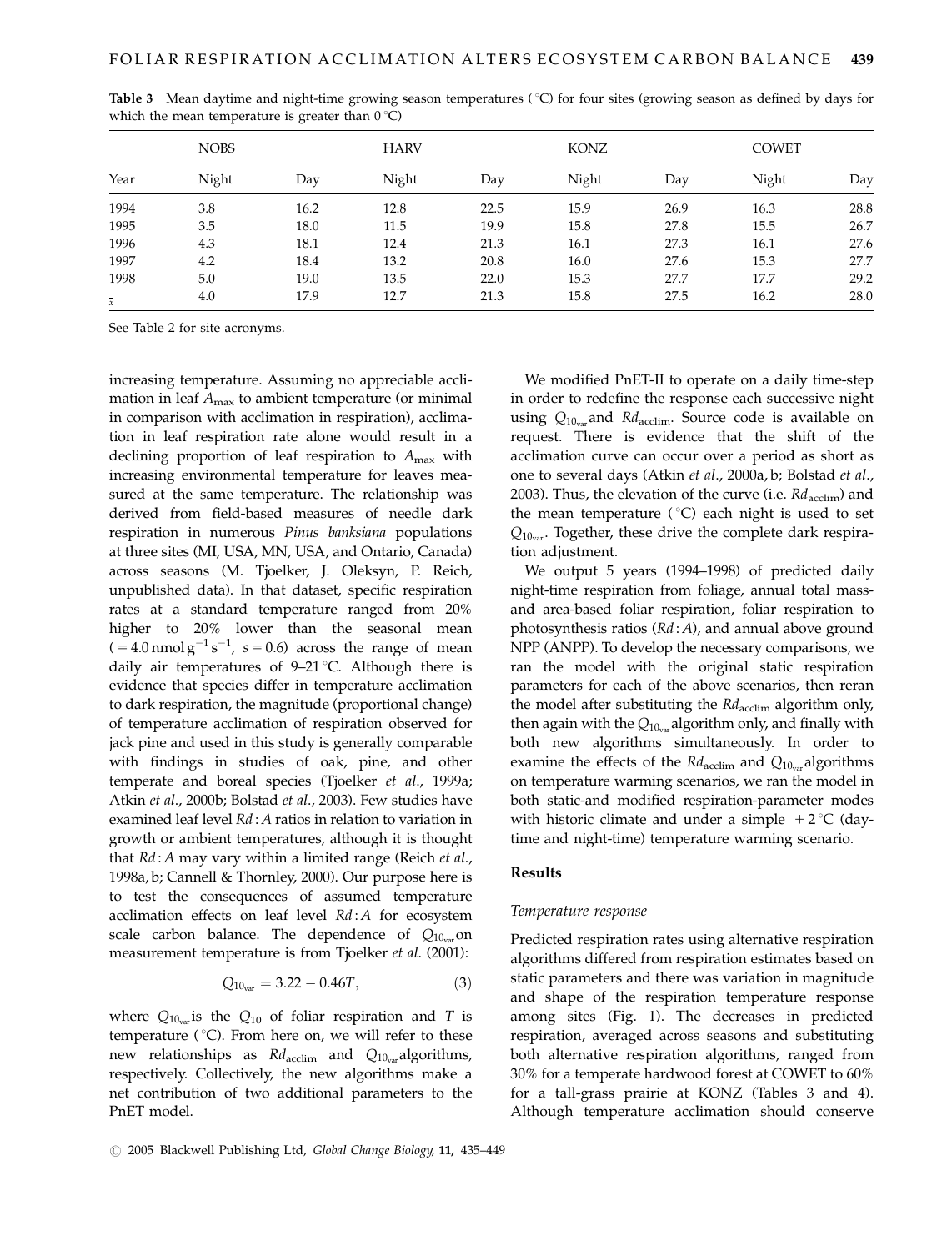**Table 3** Mean daytime and night-time growing season temperatures (°C) for four sites (growing season as defined by days for which the mean temperature is greater than 0 °C)

| Year | NOBS | | HARV | | KONZ | | COWET | |
|---|---|---|---|---|---|---|---|---|
| | Night | Day | Night | Day | Night | Day | Night | Day |
| 1994 | 3.8 | 16.2 | 12.8 | 22.5 | 15.9 | 26.9 | 16.3 | 28.8 |
| 1995 | 3.5 | 18.0 | 11.5 | 19.9 | 15.8 | 27.8 | 15.5 | 26.7 |
| 1996 | 4.3 | 18.1 | 12.4 | 21.3 | 16.1 | 27.3 | 16.1 | 27.6 |
| 1997 | 4.2 | 18.4 | 13.2 | 20.8 | 16.0 | 27.6 | 15.3 | 27.7 |
| 1998 | 5.0 | 19.0 | 13.5 | 22.0 | 15.3 | 27.7 | 17.7 | 29.2 |
| $\bar{x}$ | 4.0 | 17.9 | 12.7 | 21.3 | 15.8 | 27.5 | 16.2 | 28.0 |

See Table 2 for site acronyms.

increasing temperature. Assuming no appreciable acclimation in leaf $A_{max}$ to ambient temperature (or minimal in comparison with acclimation in respiration), acclimation in leaf respiration rate alone would result in a declining proportion of leaf respiration to $A_{max}$ with increasing environmental temperature for leaves measured at the same temperature. The relationship was derived from field-based measures of needle dark respiration in numerous *Pinus banksiana* populations at three sites (MI, USA, MN, USA, and Ontario, Canada) across seasons (M. Tjoelker, J. Oleksyn, P. Reich, unpublished data). In that dataset, specific respiration rates at a standard temperature ranged from 20% higher to 20% lower than the seasonal mean ($= 4.0\,\text{nmol}\,\text{g}^{-1}\,\text{s}^{-1}$, $s = 0.6$) across the range of mean daily air temperatures of 9–21 °C. Although there is evidence that species differ in temperature acclimation to dark respiration, the magnitude (proportional change) of temperature acclimation of respiration observed for jack pine and used in this study is generally comparable with findings in studies of oak, pine, and other temperate and boreal species (Tjoelker *et al*., 1999a; Atkin *et al*., 2000b; Bolstad *et al*., 2003). Few studies have examined leaf level $Rd:A$ ratios in relation to variation in growth or ambient temperatures, although it is thought that $Rd:A$ may vary within a limited range (Reich *et al*., 1998a, b; Cannell & Thornley, 2000). Our purpose here is to test the consequences of assumed temperature acclimation effects on leaf level $Rd:A$ for ecosystem scale carbon balance. The dependence of $Q_{10_{var}}$ on measurement temperature is from Tjoelker *et al*. (2001):

$$Q_{10_{var}} = 3.22 - 0.46T, \tag{3}$$

where $Q_{10_{var}}$ is the $Q_{10}$ of foliar respiration and $T$ is temperature (°C). From here on, we will refer to these new relationships as $Rd_{acclim}$ and $Q_{10_{var}}$ algorithms, respectively. Collectively, the new algorithms make a net contribution of two additional parameters to the PnET model.

We modified PnET-II to operate on a daily time-step in order to redefine the response each successive night using $Q_{10_{var}}$ and $Rd_{acclim}$. Source code is available on request. There is evidence that the shift of the acclimation curve can occur over a period as short as one to several days (Atkin *et al*., 2000a, b; Bolstad *et al*., 2003). Thus, the elevation of the curve (i.e. $Rd_{acclim}$) and the mean temperature (°C) each night is used to set $Q_{10_{var}}$. Together, these drive the complete dark respiration adjustment.

We output 5 years (1994–1998) of predicted daily night-time respiration from foliage, annual total mass- and area-based foliar respiration, foliar respiration to photosynthesis ratios ($Rd:A$), and annual above ground NPP (ANPP). To develop the necessary comparisons, we ran the model with the original static respiration parameters for each of the above scenarios, then reran the model after substituting the $Rd_{acclim}$ algorithm only, then again with the $Q_{10_{var}}$ algorithm only, and finally with both new algorithms simultaneously. In order to examine the effects of the $Rd_{acclim}$ and $Q_{10_{var}}$ algorithms on temperature warming scenarios, we ran the model in both static-and modified respiration-parameter modes with historic climate and under a simple +2 °C (daytime and night-time) temperature warming scenario.

## Results

### Temperature response

Predicted respiration rates using alternative respiration algorithms differed from respiration estimates based on static parameters and there was variation in magnitude and shape of the respiration temperature response among sites (Fig. 1). The decreases in predicted respiration, averaged across seasons and substituting both alternative respiration algorithms, ranged from 30% for a temperate hardwood forest at COWET to 60% for a tall-grass prairie at KONZ (Tables 3 and 4). Although temperature acclimation should conserve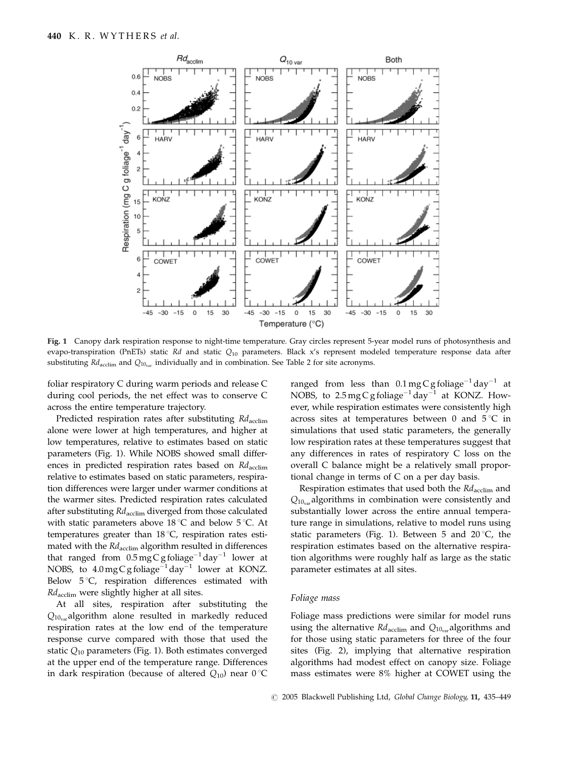Fig. 1 Canopy dark respiration response to night-time temperature. Gray circles represent 5-year model runs of photosynthesis and evapo-transpiration (PnETs) static $Rd$ and static $Q_{10}$ parameters. Black x's represent modeled temperature response data after substituting $Rd_{acclim}$ and $Q_{10_{var}}$ individually and in combination. See Table 2 for site acronyms.

foliar respiratory C during warm periods and release C during cool periods, the net effect was to conserve C across the entire temperature trajectory.

Predicted respiration rates after substituting $Rd_{acclim}$ alone were lower at high temperatures, and higher at low temperatures, relative to estimates based on static parameters (Fig. 1). While NOBS showed small differences in predicted respiration rates based on $Rd_{acclim}$ relative to estimates based on static parameters, respiration differences were larger under warmer conditions at the warmer sites. Predicted respiration rates calculated after substituting $Rd_{acclim}$ diverged from those calculated with static parameters above 18 °C and below 5 °C. At temperatures greater than 18 °C, respiration rates estimated with the $Rd_{acclim}$ algorithm resulted in differences that ranged from 0.5 mg C g foliage$^{-1}$ day$^{-1}$ lower at NOBS, to 4.0 mg C g foliage$^{-1}$ day$^{-1}$ lower at KONZ. Below 5 °C, respiration differences estimated with $Rd_{acclim}$ were slightly higher at all sites.

At all sites, respiration after substituting the $Q_{10_{var}}$ algorithm alone resulted in markedly reduced respiration rates at the low end of the temperature response curve compared with those that used the static $Q_{10}$ parameters (Fig. 1). Both estimates converged at the upper end of the temperature range. Differences in dark respiration (because of altered $Q_{10}$) near 0 °C ranged from less than 0.1 mg C g foliage$^{-1}$ day$^{-1}$ at NOBS, to 2.5 mg C g foliage$^{-1}$ day$^{-1}$ at KONZ. However, while respiration estimates were consistently high across sites at temperatures between 0 and 5 °C in simulations that used static parameters, the generally low respiration rates at these temperatures suggest that any differences in rates of respiratory C loss on the overall C balance might be a relatively small proportional change in terms of C on a per day basis.

Respiration estimates that used both the $Rd_{acclim}$ and $Q_{10_{var}}$ algorithms in combination were consistently and substantially lower across the entire annual temperature range in simulations, relative to model runs using static parameters (Fig. 1). Between 5 and 20 °C, the respiration estimates based on the alternative respiration algorithms were roughly half as large as the static parameter estimates at all sites.

### Foliage mass

Foliage mass predictions were similar for model runs using the alternative $Rd_{acclim}$ and $Q_{10_{var}}$ algorithms and for those using static parameters for three of the four sites (Fig. 2), implying that alternative respiration algorithms had modest effect on canopy size. Foliage mass estimates were 8% higher at COWET using the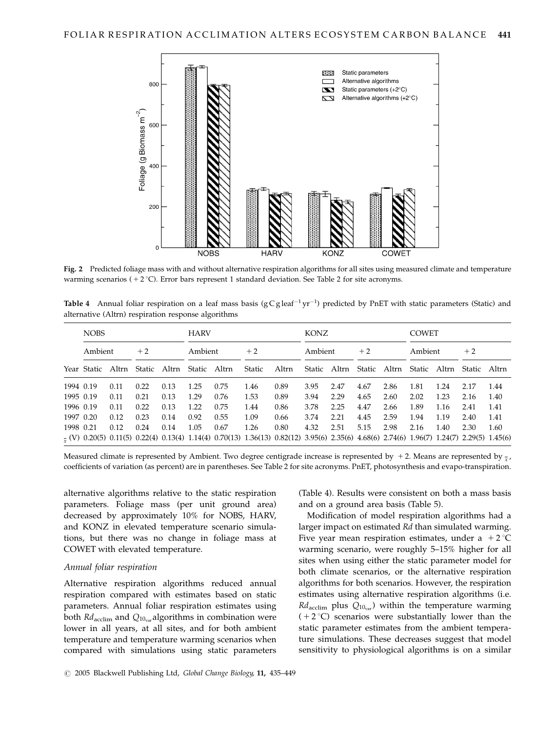**Fig. 2** Predicted foliage mass with and without alternative respiration algorithms for all sites using measured climate and temperature warming scenarios (+2 °C). Error bars represent 1 standard deviation. See Table 2 for site acronyms.

**Table 4** Annual foliar respiration on a leaf mass basis ($g\,C\,g\,leaf^{-1}\,yr^{-1}$) predicted by PnET with static parameters (Static) and alternative (Altrn) respiration response algorithms

| | NOBS | | | | HARV | | | | KONZ | | | | COWET | | | |
|---|---|---|---|---|---|---|---|---|---|---|---|---|---|---|---|---|
| | Ambient | | +2 | | Ambient | | +2 | | Ambient | | +2 | | Ambient | | +2 | |
| Year | Static | Altrn | Static | Altrn | Static | Altrn | Static | Altrn | Static | Altrn | Static | Altrn | Static | Altrn | Static | Altrn |
| 1994 | 0.19 | 0.11 | 0.22 | 0.13 | 1.25 | 0.75 | 1.46 | 0.89 | 3.95 | 2.47 | 4.67 | 2.86 | 1.81 | 1.24 | 2.17 | 1.44 |
| 1995 | 0.19 | 0.11 | 0.21 | 0.13 | 1.29 | 0.76 | 1.53 | 0.89 | 3.94 | 2.29 | 4.65 | 2.60 | 2.02 | 1.23 | 2.16 | 1.40 |
| 1996 | 0.19 | 0.11 | 0.22 | 0.13 | 1.22 | 0.75 | 1.44 | 0.86 | 3.78 | 2.25 | 4.47 | 2.66 | 1.89 | 1.16 | 2.41 | 1.41 |
| 1997 | 0.20 | 0.12 | 0.23 | 0.14 | 0.92 | 0.55 | 1.09 | 0.66 | 3.74 | 2.21 | 4.45 | 2.59 | 1.94 | 1.19 | 2.40 | 1.41 |
| 1998 | 0.21 | 0.12 | 0.24 | 0.14 | 1.05 | 0.67 | 1.26 | 0.80 | 4.32 | 2.51 | 5.15 | 2.98 | 2.16 | 1.40 | 2.30 | 1.60 |
| $\bar{x}$ (V) | 0.20(5) | 0.11(5) | 0.22(4) | 0.13(4) | 1.14(4) | 0.70(13) | 1.36(13) | 0.82(12) | 3.95(6) | 2.35(6) | 4.68(6) | 2.74(6) | 1.96(7) | 1.24(7) | 2.29(5) | 1.45(6) |

Measured climate is represented by Ambient. Two degree centigrade increase is represented by +2. Means are represented by $\bar{x}$, coefficients of variation (as percent) are in parentheses. See Table 2 for site acronyms. PnET, photosynthesis and evapo-transpiration.

alternative algorithms relative to the static respiration parameters. Foliage mass (per unit ground area) decreased by approximately 10% for NOBS, HARV, and KONZ in elevated temperature scenario simulations, but there was no change in foliage mass at COWET with elevated temperature.

### Annual foliar respiration

Alternative respiration algorithms reduced annual respiration compared with estimates based on static parameters. Annual foliar respiration estimates using both $Rd_{acclim}$ and $Q_{10_{var}}$ algorithms in combination were lower in all years, at all sites, and for both ambient temperature and temperature warming scenarios when compared with simulations using static parameters (Table 4). Results were consistent on both a mass basis and on a ground area basis (Table 5).

Modification of model respiration algorithms had a larger impact on estimated *Rd* than simulated warming. Five year mean respiration estimates, under a +2 °C warming scenario, were roughly 5–15% higher for all sites when using either the static parameter model for both climate scenarios, or the alternative respiration algorithms for both scenarios. However, the respiration estimates using alternative respiration algorithms (i.e. $Rd_{acclim}$ plus $Q_{10_{var}}$) within the temperature warming (+2 °C) scenarios were substantially lower than the static parameter estimates from the ambient temperature simulations. These decreases suggest that model sensitivity to physiological algorithms is on a similar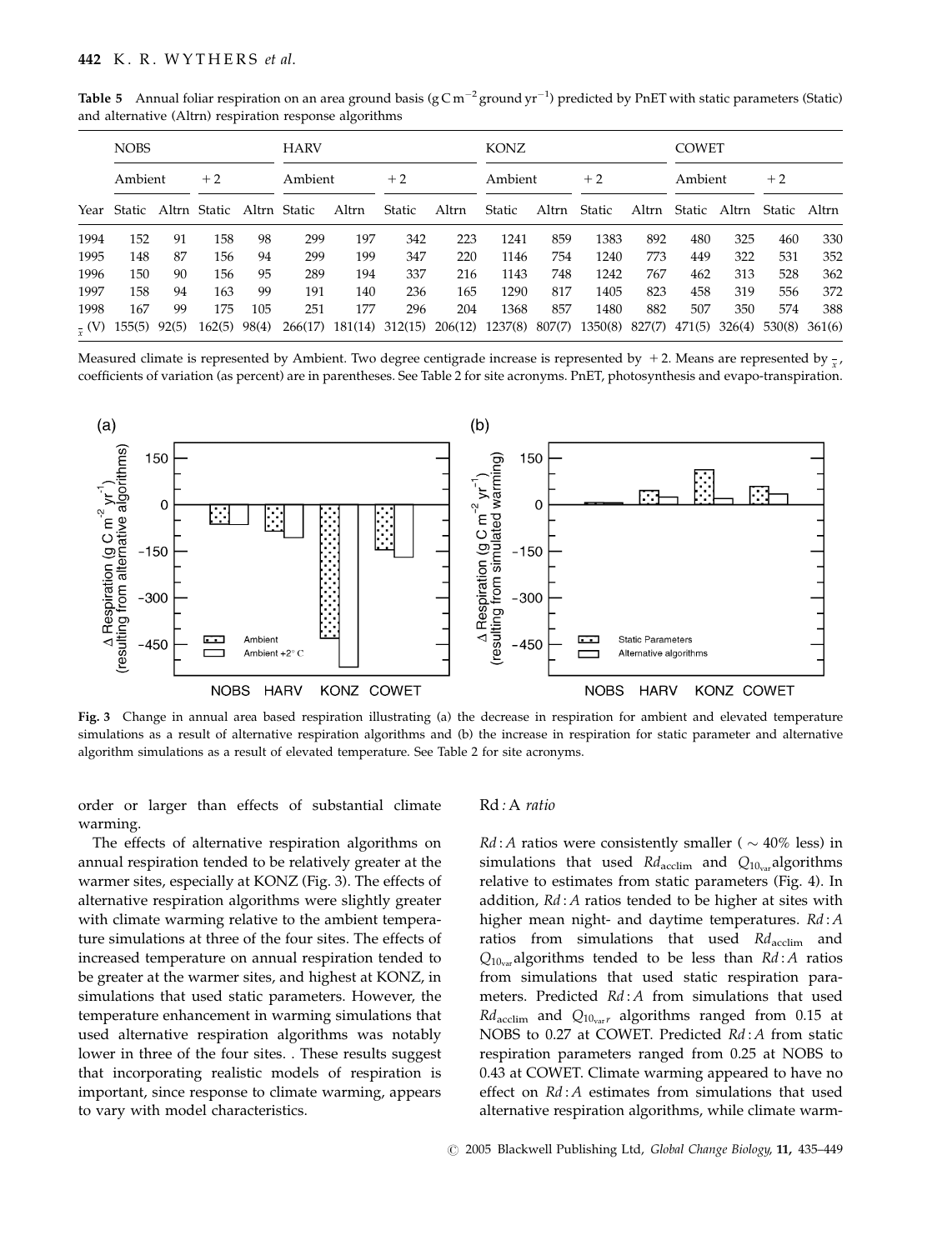**Table 5** Annual foliar respiration on an area ground basis ($g\,C\,m^{-2}\,ground\,yr^{-1}$) predicted by PnET with static parameters (Static) and alternative (Altrn) respiration response algorithms

| | NOBS | | | | HARV | | | | KONZ | | | | COWET | | | |
|---|---|---|---|---|---|---|---|---|---|---|---|---|---|---|---|---|
| | Ambient | | +2 | | Ambient | | +2 | | Ambient | | +2 | | Ambient | | +2 | |
| Year | Static | Altrn | Static | Altrn | Static | Altrn | Static | Altrn | Static | Altrn | Static | Altrn | Static | Altrn | Static | Altrn |
| 1994 | 152 | 91 | 158 | 98 | 299 | 197 | 342 | 223 | 1241 | 859 | 1383 | 892 | 480 | 325 | 460 | 330 |
| 1995 | 148 | 87 | 156 | 94 | 299 | 199 | 347 | 220 | 1146 | 754 | 1240 | 773 | 449 | 322 | 531 | 352 |
| 1996 | 150 | 90 | 156 | 95 | 289 | 194 | 337 | 216 | 1143 | 748 | 1242 | 767 | 462 | 313 | 528 | 362 |
| 1997 | 158 | 94 | 163 | 99 | 191 | 140 | 236 | 165 | 1290 | 817 | 1405 | 823 | 458 | 319 | 556 | 372 |
| 1998 | 167 | 99 | 175 | 105 | 251 | 177 | 296 | 204 | 1368 | 857 | 1480 | 882 | 507 | 350 | 574 | 388 |
| $\bar{x}$ (V) | 155(5) | 92(5) | 162(5) | 98(4) | 266(17) | 181(14) | 312(15) | 206(12) | 1237(8) | 807(7) | 1350(8) | 827(7) | 471(5) | 326(4) | 530(8) | 361(6) |

Measured climate is represented by Ambient. Two degree centigrade increase is represented by +2. Means are represented by $\bar{x}$, coefficients of variation (as percent) are in parentheses. See Table 2 for site acronyms. PnET, photosynthesis and evapo-transpiration.

**Fig. 3** Change in annual area based respiration illustrating (a) the decrease in respiration for ambient and elevated temperature simulations as a result of alternative respiration algorithms and (b) the increase in respiration for static parameter and alternative algorithm simulations as a result of elevated temperature. See Table 2 for site acronyms.

order or larger than effects of substantial climate warming.

The effects of alternative respiration algorithms on annual respiration tended to be relatively greater at the warmer sites, especially at KONZ (Fig. 3). The effects of alternative respiration algorithms were slightly greater with climate warming relative to the ambient temperature simulations at three of the four sites. The effects of increased temperature on annual respiration tended to be greater at the warmer sites, and highest at KONZ, in simulations that used static parameters. However, the temperature enhancement in warming simulations that used alternative respiration algorithms was notably lower in three of the four sites. . These results suggest that incorporating realistic models of respiration is important, since response to climate warming, appears to vary with model characteristics.

### Rd : A ratio

$Rd:A$ ratios were consistently smaller ( ~ 40% less) in simulations that used $Rd_{acclim}$ and $Q_{10_{var}}$ algorithms relative to estimates from static parameters (Fig. 4). In addition, $Rd:A$ ratios tended to be higher at sites with higher mean night- and daytime temperatures. $Rd:A$ ratios from simulations that used $Rd_{acclim}$ and $Q_{10_{var}}$ algorithms tended to be less than $Rd:A$ ratios from simulations that used static respiration parameters. Predicted $Rd:A$ from simulations that used $Rd_{acclim}$ and $Q_{10_{var}r}$ algorithms ranged from 0.15 at NOBS to 0.27 at COWET. Predicted $Rd:A$ from static respiration parameters ranged from 0.25 at NOBS to 0.43 at COWET. Climate warming appeared to have no effect on $Rd:A$ estimates from simulations that used alternative respiration algorithms, while climate warm-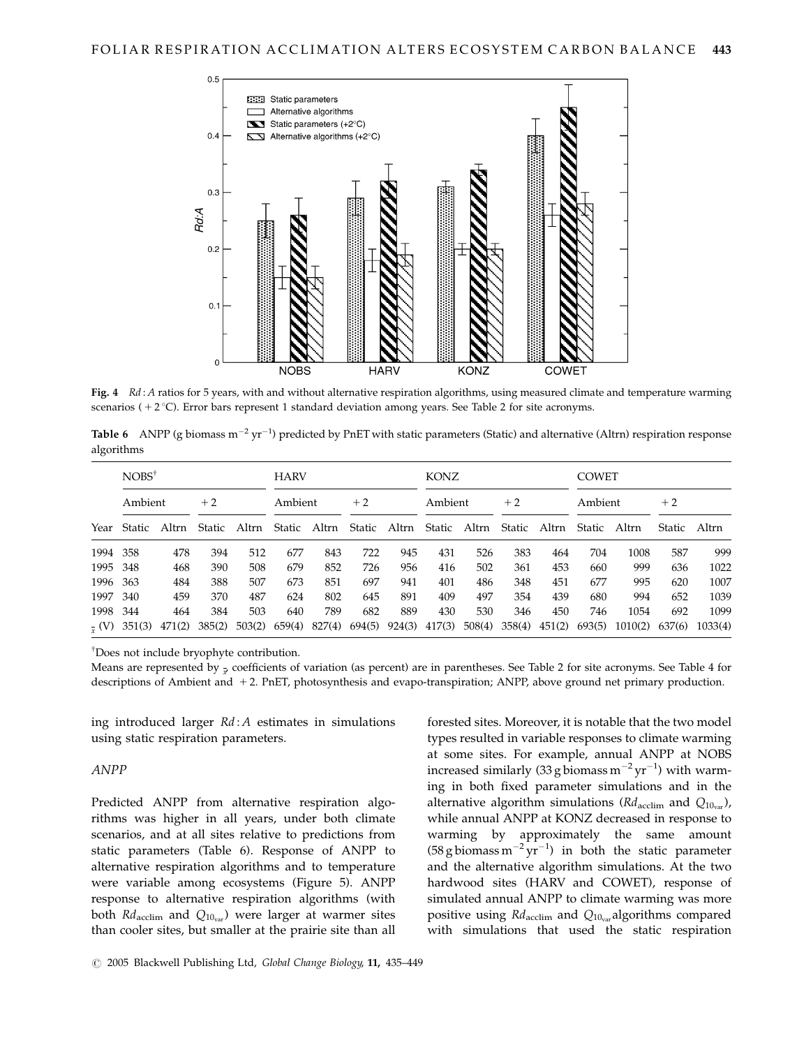Fig. 4 $Rd:A$ ratios for 5 years, with and without alternative respiration algorithms, using measured climate and temperature warming scenarios (+2 °C). Error bars represent 1 standard deviation among years. See Table 2 for site acronyms.

**Table 6** ANPP (g biomass $m^{-2}$ $yr^{-1}$) predicted by PnET with static parameters (Static) and alternative (Altrn) respiration response algorithms

| | NOBS[†] | | | | HARV | | | | KONZ | | | | COWET | | | |
|---|---|---|---|---|---|---|---|---|---|---|---|---|---|---|---|---|
| | Ambient | | +2 | | Ambient | | +2 | | Ambient | | +2 | | Ambient | | +2 | |
| Year | Static | Altrn | Static | Altrn | Static | Altrn | Static | Altrn | Static | Altrn | Static | Altrn | Static | Altrn | Static | Altrn |
| 1994 | 358 | 478 | 394 | 512 | 677 | 843 | 722 | 945 | 431 | 526 | 383 | 464 | 704 | 1008 | 587 | 999 |
| 1995 | 348 | 468 | 390 | 508 | 679 | 852 | 726 | 956 | 416 | 502 | 361 | 453 | 660 | 999 | 636 | 1022 |
| 1996 | 363 | 484 | 388 | 507 | 673 | 851 | 697 | 941 | 401 | 486 | 348 | 451 | 677 | 995 | 620 | 1007 |
| 1997 | 340 | 459 | 370 | 487 | 624 | 802 | 645 | 891 | 409 | 497 | 354 | 439 | 680 | 994 | 652 | 1039 |
| 1998 | 344 | 464 | 384 | 503 | 640 | 789 | 682 | 889 | 430 | 530 | 346 | 450 | 746 | 1054 | 692 | 1099 |
| $\bar{x}$ (V) | 351(3) | 471(2) | 385(2) | 503(2) | 659(4) | 827(4) | 694(5) | 924(3) | 417(3) | 508(4) | 358(4) | 451(2) | 693(5) | 1010(2) | 637(6) | 1033(4) |

[†]Does not include bryophyte contribution.

Means are represented by $\bar{x}$ coefficients of variation (as percent) are in parentheses. See Table 2 for site acronyms. See Table 4 for descriptions of Ambient and +2. PnET, photosynthesis and evapo-transpiration; ANPP, above ground net primary production.

ing introduced larger $Rd:A$ estimates in simulations using static respiration parameters.

### ANPP

Predicted ANPP from alternative respiration algorithms was higher in all years, under both climate scenarios, and at all sites relative to predictions from static parameters (Table 6). Response of ANPP to alternative respiration algorithms and to temperature were variable among ecosystems (Figure 5). ANPP response to alternative respiration algorithms (with both $Rd_{acclim}$ and $Q_{10_{var}}$) were larger at warmer sites than cooler sites, but smaller at the prairie site than all forested sites. Moreover, it is notable that the two model types resulted in variable responses to climate warming at some sites. For example, annual ANPP at NOBS increased similarly (33 g biomass $m^{-2}$ $yr^{-1}$) with warming in both fixed parameter simulations and in the alternative algorithm simulations ($Rd_{acclim}$ and $Q_{10_{var}}$), while annual ANPP at KONZ decreased in response to warming by approximately the same amount (58 g biomass $m^{-2}$ $yr^{-1}$) in both the static parameter and the alternative algorithm simulations. At the two hardwood sites (HARV and COWET), response of simulated annual ANPP to climate warming was more positive using $Rd_{acclim}$ and $Q_{10_{var}}$ algorithms compared with simulations that used the static respiration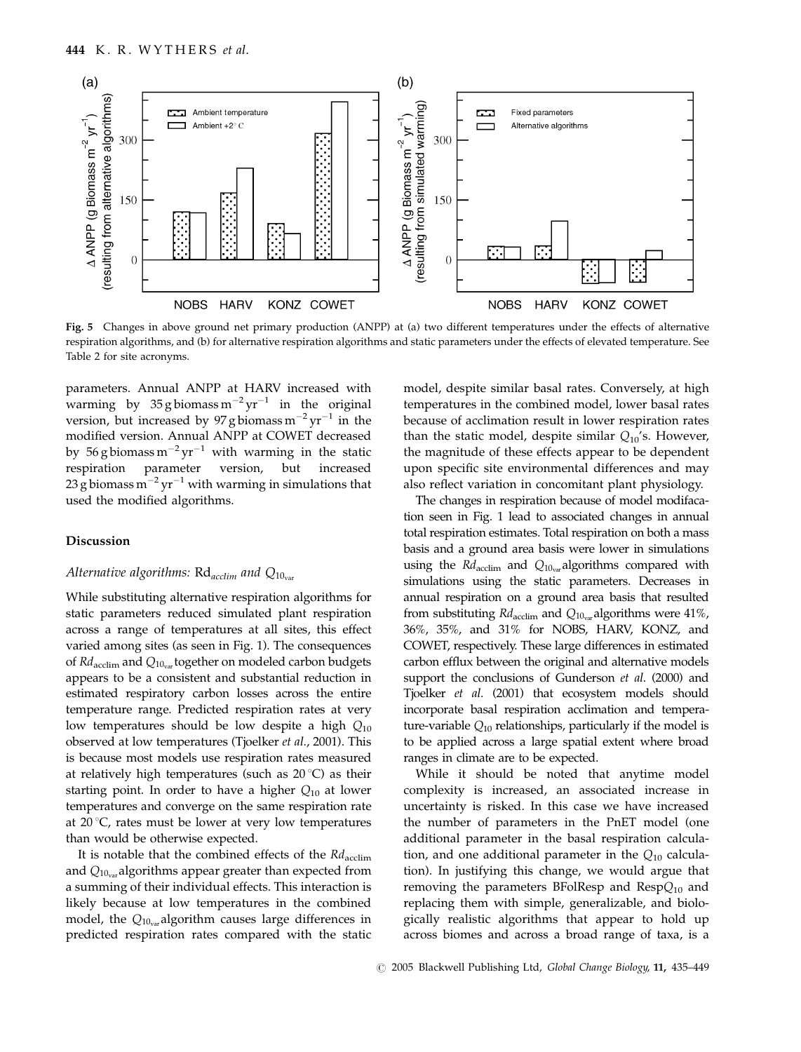Fig. 5 Changes in above ground net primary production (ANPP) at (a) two different temperatures under the effects of alternative respiration algorithms, and (b) for alternative respiration algorithms and static parameters under the effects of elevated temperature. See Table 2 for site acronyms.

parameters. Annual ANPP at HARV increased with warming by 35 g biomass $m^{-2}$ $yr^{-1}$ in the original version, but increased by 97 g biomass $m^{-2}$ $yr^{-1}$ in the modified version. Annual ANPP at COWET decreased by 56 g biomass $m^{-2}$ $yr^{-1}$ with warming in the static respiration parameter version, but increased 23 g biomass $m^{-2}$ $yr^{-1}$ with warming in simulations that used the modified algorithms.

## Discussion

### Alternative algorithms: $Rd_{acclim}$ and $Q_{10_{var}}$

While substituting alternative respiration algorithms for static parameters reduced simulated plant respiration across a range of temperatures at all sites, this effect varied among sites (as seen in Fig. 1). The consequences of $Rd_{acclim}$ and $Q_{10_{var}}$ together on modeled carbon budgets appears to be a consistent and substantial reduction in estimated respiratory carbon losses across the entire temperature range. Predicted respiration rates at very low temperatures should be low despite a high $Q_{10}$ observed at low temperatures (Tjoelker *et al*., 2001). This is because most models use respiration rates measured at relatively high temperatures (such as 20 °C) as their starting point. In order to have a higher $Q_{10}$ at lower temperatures and converge on the same respiration rate at 20 °C, rates must be lower at very low temperatures than would be otherwise expected.

It is notable that the combined effects of the $Rd_{acclim}$ and $Q_{10_{var}}$ algorithms appear greater than expected from a summing of their individual effects. This interaction is likely because at low temperatures in the combined model, the $Q_{10_{var}}$ algorithm causes large differences in predicted respiration rates compared with the static model, despite similar basal rates. Conversely, at high temperatures in the combined model, lower basal rates because of acclimation result in lower respiration rates than the static model, despite similar $Q_{10}$'s. However, the magnitude of these effects appear to be dependent upon specific site environmental differences and may also reflect variation in concomitant plant physiology.

The changes in respiration because of model modifacation seen in Fig. 1 lead to associated changes in annual total respiration estimates. Total respiration on both a mass basis and a ground area basis were lower in simulations using the $Rd_{acclim}$ and $Q_{10_{var}}$ algorithms compared with simulations using the static parameters. Decreases in annual respiration on a ground area basis that resulted from substituting $Rd_{acclim}$ and $Q_{10_{var}}$ algorithms were 41%, 36%, 35%, and 31% for NOBS, HARV, KONZ, and COWET, respectively. These large differences in estimated carbon efflux between the original and alternative models support the conclusions of Gunderson *et al*. (2000) and Tjoelker *et al*. (2001) that ecosystem models should incorporate basal respiration acclimation and temperature-variable $Q_{10}$ relationships, particularly if the model is to be applied across a large spatial extent where broad ranges in climate are to be expected.

While it should be noted that anytime model complexity is increased, an associated increase in uncertainty is risked. In this case we have increased the number of parameters in the PnET model (one additional parameter in the basal respiration calculation, and one additional parameter in the $Q_{10}$ calculation). In justifying this change, we would argue that removing the parameters BFolResp and Resp$Q_{10}$ and replacing them with simple, generalizable, and biologically realistic algorithms that appear to hold up across biomes and across a broad range of taxa, is a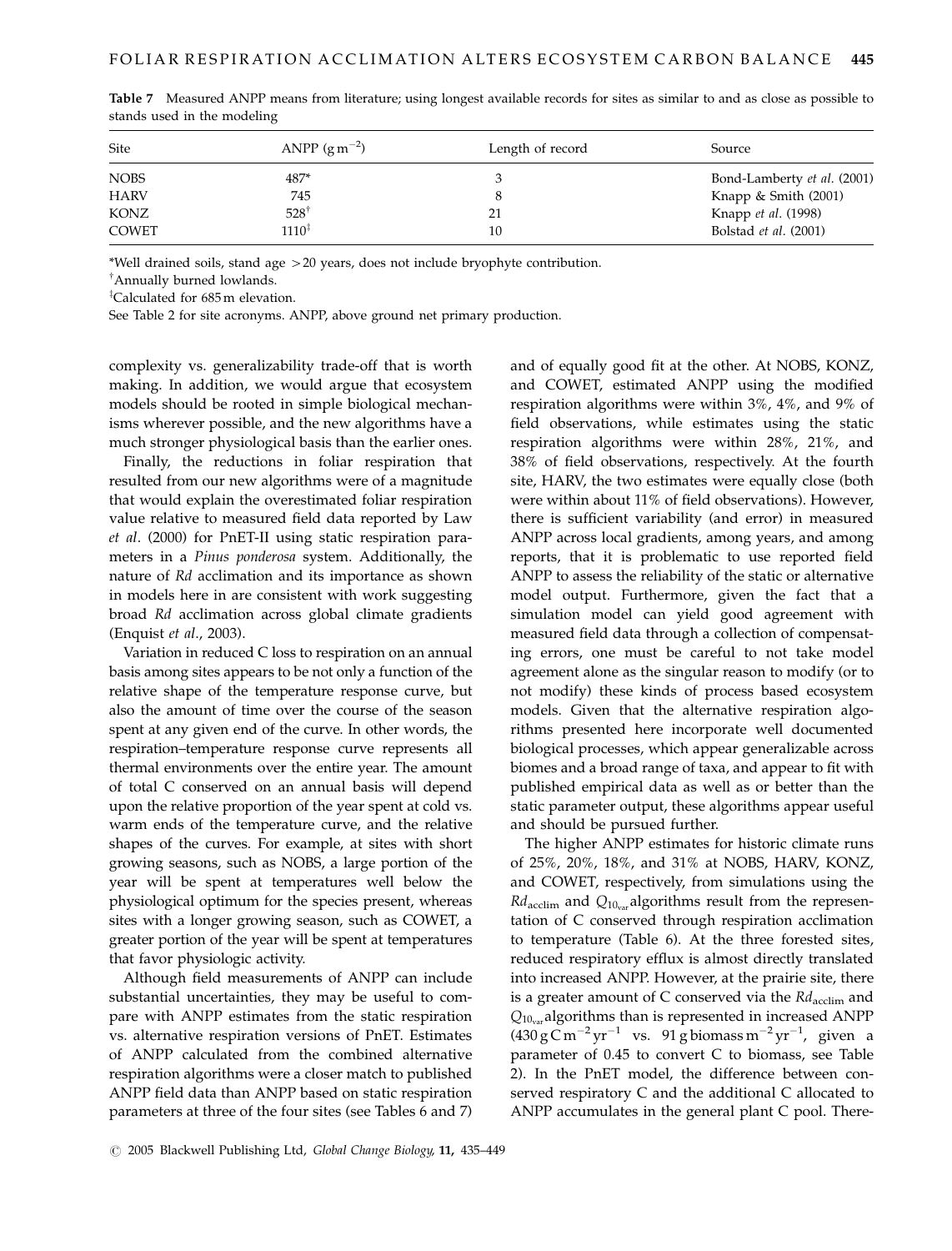**Table 7** Measured ANPP means from literature; using longest available records for sites as similar to and as close as possible to stands used in the modeling

| Site | ANPP ($g\,m^{-2}$) | Length of record | Source |
|---|---|---|---|
| NOBS | 487* | 3 | Bond-Lamberty *et al.* (2001) |
| HARV | 745 | 8 | Knapp & Smith (2001) |
| KONZ | 528† | 21 | Knapp *et al.* (1998) |
| COWET | 1110‡ | 10 | Bolstad *et al.* (2001) |

*Well drained soils, stand age >20 years, does not include bryophyte contribution.

†Annually burned lowlands.

‡Calculated for 685 m elevation.

See Table 2 for site acronyms. ANPP, above ground net primary production.

complexity vs. generalizability trade-off that is worth making. In addition, we would argue that ecosystem models should be rooted in simple biological mechanisms wherever possible, and the new algorithms have a much stronger physiological basis than the earlier ones.

Finally, the reductions in foliar respiration that resulted from our new algorithms were of a magnitude that would explain the overestimated foliar respiration value relative to measured field data reported by Law *et al.* (2000) for PnET-II using static respiration parameters in a *Pinus ponderosa* system. Additionally, the nature of *Rd* acclimation and its importance as shown in models here in are consistent with work suggesting broad *Rd* acclimation across global climate gradients (Enquist *et al.*, 2003).

Variation in reduced C loss to respiration on an annual basis among sites appears to be not only a function of the relative shape of the temperature response curve, but also the amount of time over the course of the season spent at any given end of the curve. In other words, the respiration–temperature response curve represents all thermal environments over the entire year. The amount of total C conserved on an annual basis will depend upon the relative proportion of the year spent at cold vs. warm ends of the temperature curve, and the relative shapes of the curves. For example, at sites with short growing seasons, such as NOBS, a large portion of the year will be spent at temperatures well below the physiological optimum for the species present, whereas sites with a longer growing season, such as COWET, a greater portion of the year will be spent at temperatures that favor physiologic activity.

Although field measurements of ANPP can include substantial uncertainties, they may be useful to compare with ANPP estimates from the static respiration vs. alternative respiration versions of PnET. Estimates of ANPP calculated from the combined alternative respiration algorithms were a closer match to published ANPP field data than ANPP based on static respiration parameters at three of the four sites (see Tables 6 and 7) and of equally good fit at the other. At NOBS, KONZ, and COWET, estimated ANPP using the modified respiration algorithms were within 3%, 4%, and 9% of field observations, while estimates using the static respiration algorithms were within 28%, 21%, and 38% of field observations, respectively. At the fourth site, HARV, the two estimates were equally close (both were within about 11% of field observations). However, there is sufficient variability (and error) in measured ANPP across local gradients, among years, and among reports, that it is problematic to use reported field ANPP to assess the reliability of the static or alternative model output. Furthermore, given the fact that a simulation model can yield good agreement with measured field data through a collection of compensating errors, one must be careful to not take model agreement alone as the singular reason to modify (or to not modify) these kinds of process based ecosystem models. Given that the alternative respiration algorithms presented here incorporate well documented biological processes, which appear generalizable across biomes and a broad range of taxa, and appear to fit with published empirical data as well as or better than the static parameter output, these algorithms appear useful and should be pursued further.

The higher ANPP estimates for historic climate runs of 25%, 20%, 18%, and 31% at NOBS, HARV, KONZ, and COWET, respectively, from simulations using the $Rd_{\mathrm{acclim}}$ and $Q_{10_{\mathrm{var}}}$ algorithms result from the representation of C conserved through respiration acclimation to temperature (Table 6). At the three forested sites, reduced respiratory efflux is almost directly translated into increased ANPP. However, at the prairie site, there is a greater amount of C conserved via the $Rd_{\mathrm{acclim}}$ and $Q_{10_{\mathrm{var}}}$ algorithms than is represented in increased ANPP ($430\,g\,C\,m^{-2}\,yr^{-1}$ vs. $91\,g\,\mathrm{biomass}\,m^{-2}\,yr^{-1}$, given a parameter of 0.45 to convert C to biomass, see Table 2). In the PnET model, the difference between conserved respiratory C and the additional C allocated to ANPP accumulates in the general plant C pool. There-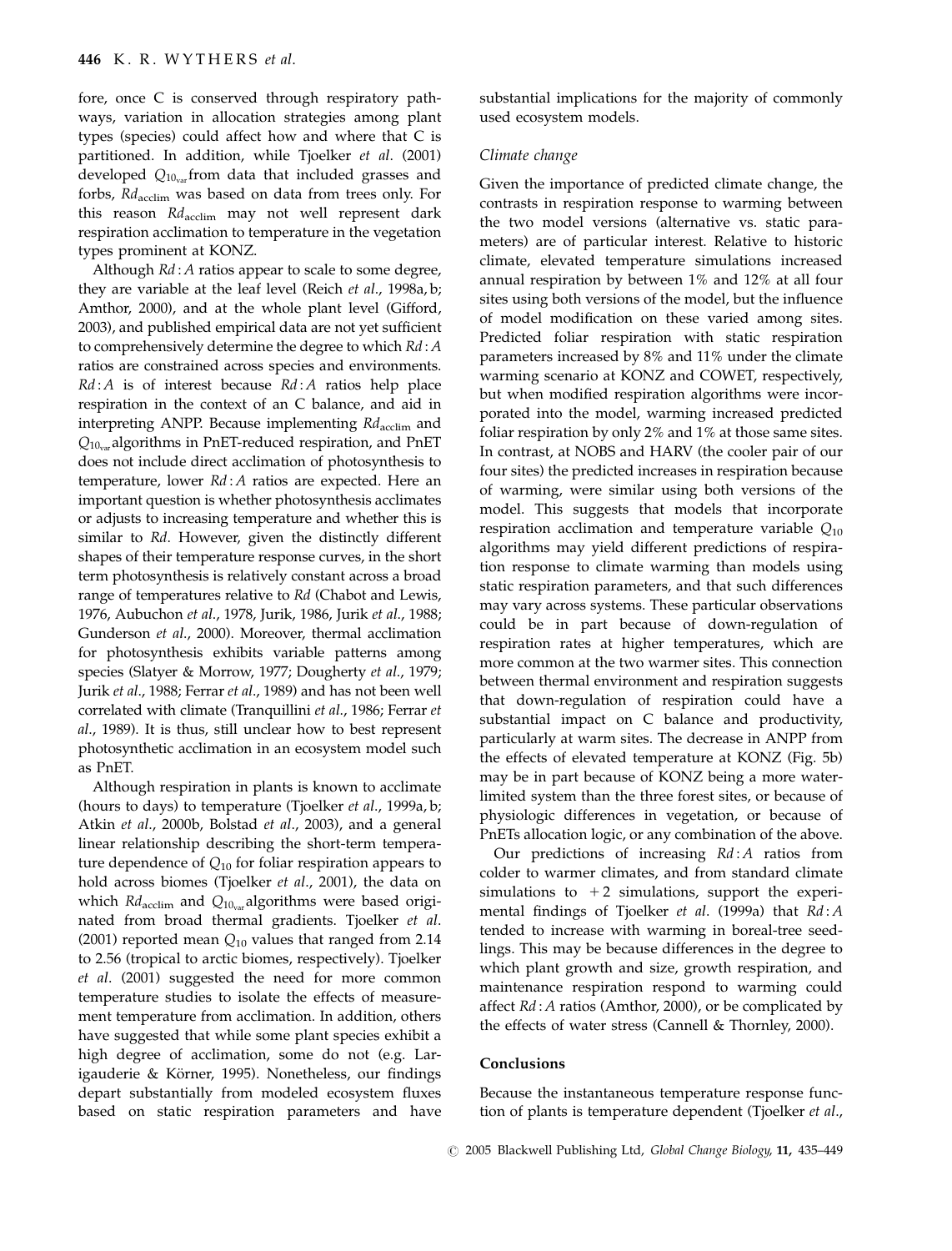fore, once C is conserved through respiratory pathways, variation in allocation strategies among plant types (species) could affect how and where that C is partitioned. In addition, while Tjoelker *et al*. (2001) developed $Q_{10_{var}}$ from data that included grasses and forbs, $Rd_{acclim}$ was based on data from trees only. For this reason $Rd_{acclim}$ may not well represent dark respiration acclimation to temperature in the vegetation types prominent at KONZ.

Although $Rd:A$ ratios appear to scale to some degree, they are variable at the leaf level (Reich *et al*., 1998a, b; Amthor, 2000), and at the whole plant level (Gifford, 2003), and published empirical data are not yet sufficient to comprehensively determine the degree to which $Rd:A$ ratios are constrained across species and environments. $Rd:A$ is of interest because $Rd:A$ ratios help place respiration in the context of an C balance, and aid in interpreting ANPP. Because implementing $Rd_{acclim}$ and $Q_{10_{var}}$ algorithms in PnET-reduced respiration, and PnET does not include direct acclimation of photosynthesis to temperature, lower $Rd:A$ ratios are expected. Here an important question is whether photosynthesis acclimates or adjusts to increasing temperature and whether this is similar to $Rd$. However, given the distinctly different shapes of their temperature response curves, in the short term photosynthesis is relatively constant across a broad range of temperatures relative to $Rd$ (Chabot and Lewis, 1976, Aubuchon *et al*., 1978, Jurik, 1986, Jurik *et al*., 1988; Gunderson *et al*., 2000). Moreover, thermal acclimation for photosynthesis exhibits variable patterns among species (Slatyer & Morrow, 1977; Dougherty *et al*., 1979; Jurik *et al*., 1988; Ferrar *et al*., 1989) and has not been well correlated with climate (Tranquillini *et al*., 1986; Ferrar *et al*., 1989). It is thus, still unclear how to best represent photosynthetic acclimation in an ecosystem model such as PnET.

Although respiration in plants is known to acclimate (hours to days) to temperature (Tjoelker *et al*., 1999a, b; Atkin *et al*., 2000b, Bolstad *et al*., 2003), and a general linear relationship describing the short-term temperature dependence of $Q_{10}$ for foliar respiration appears to hold across biomes (Tjoelker *et al*., 2001), the data on which $Rd_{acclim}$ and $Q_{10_{var}}$ algorithms were based originated from broad thermal gradients. Tjoelker *et al*. (2001) reported mean $Q_{10}$ values that ranged from 2.14 to 2.56 (tropical to arctic biomes, respectively). Tjoelker *et al*. (2001) suggested the need for more common temperature studies to isolate the effects of measurement temperature from acclimation. In addition, others have suggested that while some plant species exhibit a high degree of acclimation, some do not (e.g. Larigauderie & Körner, 1995). Nonetheless, our findings depart substantially from modeled ecosystem fluxes based on static respiration parameters and have substantial implications for the majority of commonly used ecosystem models.

*Climate change*

Given the importance of predicted climate change, the contrasts in respiration response to warming between the two model versions (alternative vs. static parameters) are of particular interest. Relative to historic climate, elevated temperature simulations increased annual respiration by between 1% and 12% at all four sites using both versions of the model, but the influence of model modification on these varied among sites. Predicted foliar respiration with static respiration parameters increased by 8% and 11% under the climate warming scenario at KONZ and COWET, respectively, but when modified respiration algorithms were incorporated into the model, warming increased predicted foliar respiration by only 2% and 1% at those same sites. In contrast, at NOBS and HARV (the cooler pair of our four sites) the predicted increases in respiration because of warming, were similar using both versions of the model. This suggests that models that incorporate respiration acclimation and temperature variable $Q_{10}$ algorithms may yield different predictions of respiration response to climate warming than models using static respiration parameters, and that such differences may vary across systems. These particular observations could be in part because of down-regulation of respiration rates at higher temperatures, which are more common at the two warmer sites. This connection between thermal environment and respiration suggests that down-regulation of respiration could have a substantial impact on C balance and productivity, particularly at warm sites. The decrease in ANPP from the effects of elevated temperature at KONZ (Fig. 5b) may be in part because of KONZ being a more water-limited system than the three forest sites, or because of physiologic differences in vegetation, or because of PnETs allocation logic, or any combination of the above.

Our predictions of increasing $Rd:A$ ratios from colder to warmer climates, and from standard climate simulations to $+2$ simulations, support the experimental findings of Tjoelker *et al*. (1999a) that $Rd:A$ tended to increase with warming in boreal-tree seedlings. This may be because differences in the degree to which plant growth and size, growth respiration, and maintenance respiration respond to warming could affect $Rd:A$ ratios (Amthor, 2000), or be complicated by the effects of water stress (Cannell & Thornley, 2000).

## Conclusions

Because the instantaneous temperature response function of plants is temperature dependent (Tjoelker *et al*.,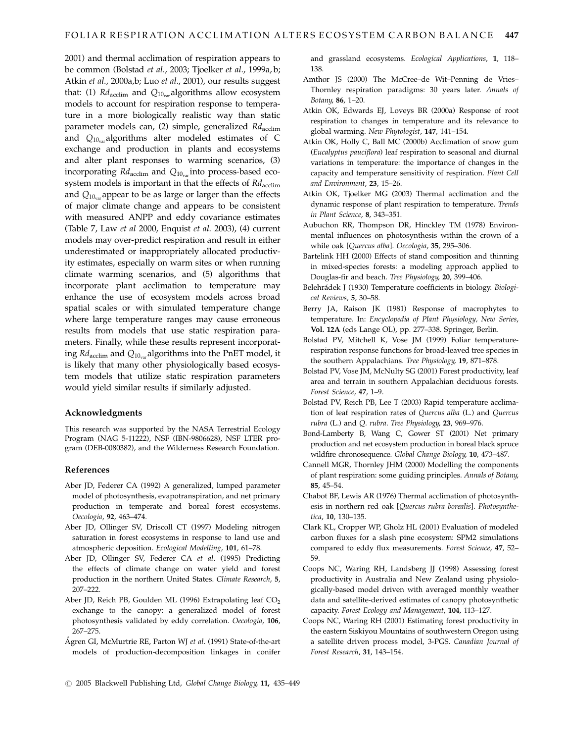2001) and thermal acclimation of respiration appears to be common (Bolstad *et al*., 2003; Tjoelker *et al*., 1999a, b; Atkin *et al*., 2000a,b; Luo *et al*., 2001), our results suggest that: (1) $Rd_{\text{acclim}}$ and $Q_{10_{\text{var}}}$ algorithms allow ecosystem models to account for respiration response to temperature in a more biologically realistic way than static parameter models can, (2) simple, generalized $Rd_{\text{acclim}}$ and $Q_{10_{\text{var}}}$ algorithms alter modeled estimates of C exchange and production in plants and ecosystems and alter plant responses to warming scenarios, (3) incorporating $Rd_{\text{acclim}}$ and $Q_{10_{\text{var}}}$ into process-based ecosystem models is important in that the effects of $Rd_{\text{acclim}}$ and $Q_{10_{\text{var}}}$ appear to be as large or larger than the effects of major climate change and appears to be consistent with measured ANPP and eddy covariance estimates (Table 7, Law *et al* 2000, Enquist *et al*. 2003), (4) current models may over-predict respiration and result in either underestimated or inappropriately allocated productivity estimates, especially on warm sites or when running climate warming scenarios, and (5) algorithms that incorporate plant acclimation to temperature may enhance the use of ecosystem models across broad spatial scales or with simulated temperature change where large temperature ranges may cause erroneous results from models that use static respiration parameters. Finally, while these results represent incorporating $Rd_{\text{acclim}}$ and $Q_{10_{\text{var}}}$ algorithms into the PnET model, it is likely that many other physiologically based ecosystem models that utilize static respiration parameters would yield similar results if similarly adjusted.

## Acknowledgments

This research was supported by the NASA Terrestrial Ecology Program (NAG 5-11222), NSF (IBN-9806628), NSF LTER program (DEB-0080382), and the Wilderness Research Foundation.

## References

Aber JD, Federer CA (1992) A generalized, lumped parameter model of photosynthesis, evapotranspiration, and net primary production in temperate and boreal forest ecosystems. *Oecologia*, **92**, 463–474.

Aber JD, Ollinger SV, Driscoll CT (1997) Modeling nitrogen saturation in forest ecosystems in response to land use and atmospheric deposition. *Ecological Modelling*, **101**, 61–78.

Aber JD, Ollinger SV, Federer CA *et al*. (1995) Predicting the effects of climate change on water yield and forest production in the northern United States. *Climate Research*, **5**, 207–222.

Aber JD, Reich PB, Goulden ML (1996) Extrapolating leaf $CO_2$ exchange to the canopy: a generalized model of forest photosynthesis validated by eddy correlation. *Oecologia*, **106**, 267–275.

Ågren GI, McMurtrie RE, Parton WJ *et al*. (1991) State-of-the-art models of production-decomposition linkages in conifer and grassland ecosystems. *Ecological Applications*, **1**, 118–138.

Amthor JS (2000) The McCree–de Wit–Penning de Vries–Thornley respiration paradigms: 30 years later. *Annals of Botany*, **86**, 1–20.

Atkin OK, Edwards EJ, Loveys BR (2000a) Response of root respiration to changes in temperature and its relevance to global warming. *New Phytologist*, **147**, 141–154.

Atkin OK, Holly C, Ball MC (2000b) Acclimation of snow gum (*Eucalyptus pauciflora*) leaf respiration to seasonal and diurnal variations in temperature: the importance of changes in the capacity and temperature sensitivity of respiration. *Plant Cell and Environment*, **23**, 15–26.

Atkin OK, Tjoelker MG (2003) Thermal acclimation and the dynamic response of plant respiration to temperature. *Trends in Plant Science*, **8**, 343–351.

Aubuchon RR, Thompson DR, Hinckley TM (1978) Environmental influences on photosynthesis within the crown of a while oak [*Quercus alba*]. *Oecologia*, **35**, 295–306.

Bartelink HH (2000) Effects of stand composition and thinning in mixed-species forests: a modeling approach applied to Douglas-fir and beach. *Tree Physiology*, **20**, 399–406.

Belehrádek J (1930) Temperature coefficients in biology. *Biological Reviews*, **5**, 30–58.

Berry JA, Raison JK (1981) Response of macrophytes to temperature. In: *Encyclopedia of Plant Physiology, New Series*, **Vol. 12A** (eds Lange OL), pp. 277–338. Springer, Berlin.

Bolstad PV, Mitchell K, Vose JM (1999) Foliar temperature-respiration response functions for broad-leaved tree species in the southern Appalachians. *Tree Physiology*, **19**, 871–878.

Bolstad PV, Vose JM, McNulty SG (2001) Forest productivity, leaf area and terrain in southern Appalachian deciduous forests. *Forest Science*, **47**, 1–9.

Bolstad PV, Reich PB, Lee T (2003) Rapid temperature acclimation of leaf respiration rates of *Quercus alba* (L.) and *Quercus rubra* (L.) and *Q. rubra*. *Tree Physiology*, **23**, 969–976.

Bond-Lamberty B, Wang C, Gower ST (2001) Net primary production and net ecosystem production in boreal black spruce wildfire chronosequence. *Global Change Biology*, **10**, 473–487.

Cannell MGR, Thornley JHM (2000) Modelling the components of plant respiration: some guiding principles. *Annals of Botany*, **85**, 45–54.

Chabot BF, Lewis AR (1976) Thermal acclimation of photosynthesis in northern red oak [*Quercus rubra borealis*]. *Photosynthetica*, **10**, 130–135.

Clark KL, Cropper WP, Gholz HL (2001) Evaluation of modeled carbon fluxes for a slash pine ecosystem: SPM2 simulations compared to eddy flux measurements. *Forest Science*, **47**, 52–59.

Coops NC, Waring RH, Landsberg JJ (1998) Assessing forest productivity in Australia and New Zealand using physiologically-based model driven with averaged monthly weather data and satellite-derived estimates of canopy photosynthetic capacity. *Forest Ecology and Management*, **104**, 113–127.

Coops NC, Waring RH (2001) Estimating forest productivity in the eastern Siskiyou Mountains of southwestern Oregon using a satellite driven process model, 3-PGS. *Canadian Journal of Forest Research*, **31**, 143–154.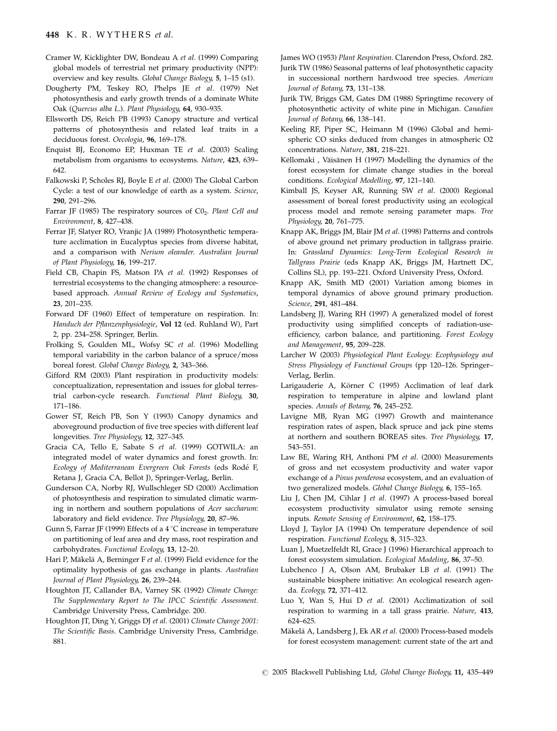Cramer W, Kicklighter DW, Bondeau A *et al.* (1999) Comparing global models of terrestrial net primary productivity (NPP): overview and key results. *Global Change Biology*, **5**, 1–15 (s1).

Dougherty PM, Teskey RO, Phelps JE *et al.* (1979) Net photosynthesis and early growth trends of a dominate White Oak (*Quercus alba L.*). *Plant Physiology*, **64**, 930–935.

Ellsworth DS, Reich PB (1993) Canopy structure and vertical patterns of photosynthesis and related leaf traits in a deciduous forest. *Oecologia*, **96**, 169–178.

Enquist BJ, Economo EP, Huxman TE *et al.* (2003) Scaling metabolism from organisms to ecosystems. *Nature*, **423**, 639–642.

Falkowski P, Scholes RJ, Boyle E *et al.* (2000) The Global Carbon Cycle: a test of our knowledge of earth as a system. *Science*, **290**, 291–296.

Farrar JF (1985) The respiratory sources of $C0_2$. *Plant Cell and Environment*, **8**, 427–438.

Ferrar JF, Slatyer RO, Vranjic JA (1989) Photosynthetic temperature acclimation in Eucalyptus species from diverse habitat, and a comparison with *Nerium oleander*. *Australian Journal of Plant Physiology*, **16**, 199–217.

Field CB, Chapin FS, Matson PA *et al.* (1992) Responses of terrestrial ecosystems to the changing atmosphere: a resource-based approach. *Annual Review of Ecology and Systematics*, **23**, 201–235.

Forward DF (1960) Effect of temperature on respiration. In: *Handuch der Pflanzenphysiologie*, **Vol 12** (ed. Ruhland W), Part 2, pp. 234–258. Springer, Berlin.

Frolking S, Goulden ML, Wofsy SC *et al.* (1996) Modelling temporal variability in the carbon balance of a spruce/moss boreal forest. *Global Change Biology*, **2**, 343–366.

Gifford RM (2003) Plant respiration in productivity models: conceptualization, representation and issues for global terrestrial carbon-cycle research. *Functional Plant Biology*, **30**, 171–186.

Gower ST, Reich PB, Son Y (1993) Canopy dynamics and aboveground production of five tree species with different leaf longevities. *Tree Physiology*, **12**, 327–345.

Gracia CA, Tello E, Sabate S *et al.* (1999) GOTWILA: an integrated model of water dynamics and forest growth. In: *Ecology of Mediterranean Evergreen Oak Forests* (eds Rodé F, Retana J, Gracia CA, Bellot J), Springer-Verlag, Berlin.

Gunderson CA, Norby RJ, Wullschleger SD (2000) Acclimation of photosynthesis and respiration to simulated climatic warming in northern and southern populations of *Acer saccharum*: laboratory and field evidence. *Tree Physiology*, **20**, 87–96.

Gunn S, Farrar JF (1999) Effects of a 4 °C increase in temperature on partitioning of leaf area and dry mass, root respiration and carbohydrates. *Functional Ecology*, **13**, 12–20.

Hari P, Mäkelä A, Berninger F *et al.* (1999) Field evidence for the optimality hypothesis of gas exchange in plants. *Australian Journal of Plant Physiology*, **26**, 239–244.

Houghton JT, Callander BA, Varney SK (1992) *Climate Change: The Supplementary Report to The IPCC Scientific Assessment*. Cambridge University Press, Cambridge. 200.

Houghton JT, Ding Y, Griggs DJ *et al.* (2001) *Climate Change 2001: The Scientific Basis*. Cambridge University Press, Cambridge. 881.

James WO (1953) *Plant Respiration*. Clarendon Press, Oxford. 282.

Jurik TW (1986) Seasonal patterns of leaf photosynthetic capacity in successional northern hardwood tree species. *American Journal of Botany*, **73**, 131–138.

Jurik TW, Briggs GM, Gates DM (1988) Springtime recovery of photosynthetic activity of white pine in Michigan. *Canadian Journal of Botany*, **66**, 138–141.

Keeling RF, Piper SC, Heimann M (1996) Global and hemispheric CO sinks deduced from changes in atmospheric O2 concentrations. *Nature*, **381**, 218–221.

Këllomaki , Väisänen H (1997) Modelling the dynamics of the forest ecosystem for climate change studies in the boreal conditions. *Ecological Modelling*, **97**, 121–140.

Kimball JS, Keyser AR, Running SW *et al.* (2000) Regional assessment of boreal forest productivity using an ecological process model and remote sensing parameter maps. *Tree Physiology*, **20**, 761–775.

Knapp AK, Briggs JM, Blair JM *et al.* (1998) Patterns and controls of above ground net primary production in tallgrass prairie. In: *Grassland Dynamics: Long-Term Ecological Research in Tallgrass Prairie* (eds Knapp AK, Briggs JM, Hartnett DC, Collins SL), pp. 193–221. Oxford University Press, Oxford.

Knapp AK, Smith MD (2001) Variation among biomes in temporal dynamics of above ground primary production. *Science*, **291**, 481–484.

Landsberg JJ, Waring RH (1997) A generalized model of forest productivity using simplified concepts of radiation-use-efficiency, carbon balance, and partitioning. *Forest Ecology and Management*, **95**, 209–228.

Larcher W (2003) *Physiological Plant Ecology: Ecophysiology and Stress Physiology of Functional Groups* (pp 120–126. Springer–Verlag, Berlin.

Larigauderie A, Körner C (1995) Acclimation of leaf dark respiration to temperature in alpine and lowland plant species. *Annals of Botany*, **76**, 245–252.

Lavigne MB, Ryan MG (1997) Growth and maintenance respiration rates of aspen, black spruce and jack pine stems at northern and southern BOREAS sites. *Tree Physiology*, **17**, 543–551.

Law BE, Waring RH, Anthoni PM *et al.* (2000) Measurements of gross and net ecosystem productivity and water vapor exchange of a *Pinus ponderosa* ecosystem, and an evaluation of two generalized models. *Global Change Biology*, **6**, 155–165.

Liu J, Chen JM, Cihlar J *et al.* (1997) A process-based boreal ecosystem productivity simulator using remote sensing inputs. *Remote Sensing of Environment*, **62**, 158–175.

Lloyd J, Taylor JA (1994) On temperature dependence of soil respiration. *Functional Ecology*, **8**, 315–323.

Luan J, Muetzelfeldt RI, Grace J (1996) Hierarchical approach to forest ecosystem simulation. *Ecological Modeling*, **86**, 37–50.

Lubchenco J A, Olson AM, Brubaker LB *et al.* (1991) The sustainable biosphere initiative: An ecological research agenda. *Ecology*, **72**, 371–412.

Luo Y, Wan S, Hui D *et al.* (2001) Acclimatization of soil respiration to warming in a tall grass prairie. *Nature*, **413**, 624–625.

Mäkelä A, Landsberg J, Ek AR *et al.* (2000) Process-based models for forest ecosystem management: current state of the art and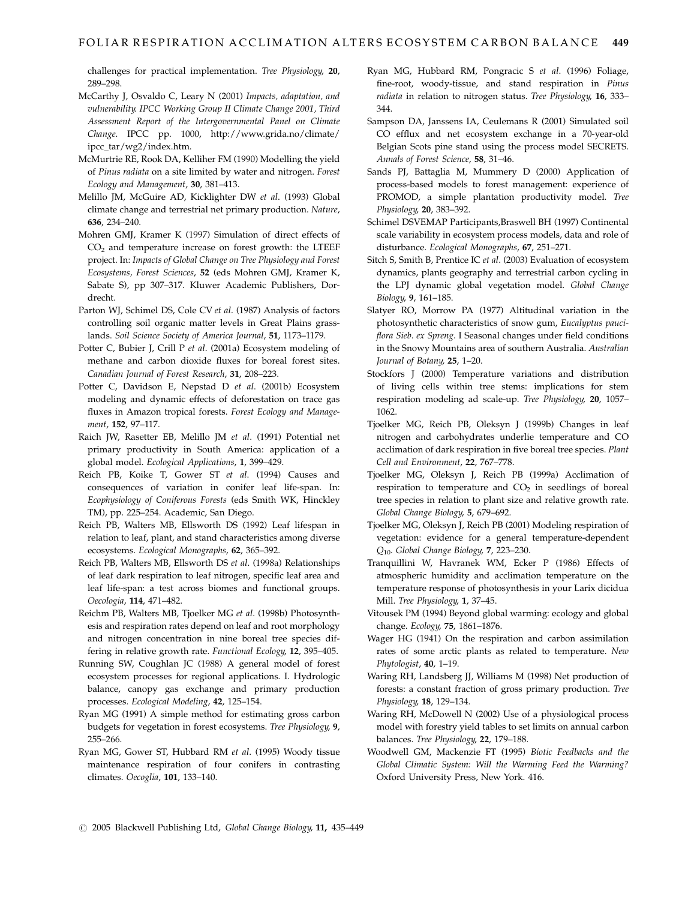challenges for practical implementation. *Tree Physiology*, **20**, 289–298.

McCarthy J, Osvaldo C, Leary N (2001) *Impacts, adaptation, and vulnerability. IPCC Working Group II Climate Change 2001, Third Assessment Report of the Intergovernmental Panel on Climate Change*. IPCC pp. 1000, http://www.grida.no/climate/ipcc_tar/wg2/index.htm.

McMurtrie RE, Rook DA, Kelliher FM (1990) Modelling the yield of *Pinus radiata* on a site limited by water and nitrogen. *Forest Ecology and Management*, **30**, 381–413.

Melillo JM, McGuire AD, Kicklighter DW *et al*. (1993) Global climate change and terrestrial net primary production. *Nature*, **636**, 234–240.

Mohren GMJ, Kramer K (1997) Simulation of direct effects of $CO_2$ and temperature increase on forest growth: the LTEEF project. In: *Impacts of Global Change on Tree Physiology and Forest Ecosystems, Forest Sciences*, **52** (eds Mohren GMJ, Kramer K, Sabate S), pp 307–317. Kluwer Academic Publishers, Dordrecht.

Parton WJ, Schimel DS, Cole CV *et al*. (1987) Analysis of factors controlling soil organic matter levels in Great Plains grasslands. *Soil Science Society of America Journal*, **51**, 1173–1179.

Potter C, Bubier J, Crill P *et al*. (2001a) Ecosystem modeling of methane and carbon dioxide fluxes for boreal forest sites. *Canadian Journal of Forest Research*, **31**, 208–223.

Potter C, Davidson E, Nepstad D *et al*. (2001b) Ecosystem modeling and dynamic effects of deforestation on trace gas fluxes in Amazon tropical forests. *Forest Ecology and Management*, **152**, 97–117.

Raich JW, Rasetter EB, Melillo JM *et al*. (1991) Potential net primary productivity in South America: application of a global model. *Ecological Applications*, **1**, 399–429.

Reich PB, Koike T, Gower ST *et al*. (1994) Causes and consequences of variation in conifer leaf life-span. In: *Ecophysiology of Coniferous Forests* (eds Smith WK, Hinckley TM), pp. 225–254. Academic, San Diego.

Reich PB, Walters MB, Ellsworth DS (1992) Leaf lifespan in relation to leaf, plant, and stand characteristics among diverse ecosystems. *Ecological Monographs*, **62**, 365–392.

Reich PB, Walters MB, Ellsworth DS *et al*. (1998a) Relationships of leaf dark respiration to leaf nitrogen, specific leaf area and leaf life-span: a test across biomes and functional groups. *Oecologia*, **114**, 471–482.

Reichm PB, Walters MB, Tjoelker MG *et al*. (1998b) Photosynthesis and respiration rates depend on leaf and root morphology and nitrogen concentration in nine boreal tree species differing in relative growth rate. *Functional Ecology*, **12**, 395–405.

Running SW, Coughlan JC (1988) A general model of forest ecosystem processes for regional applications. I. Hydrologic balance, canopy gas exchange and primary production processes. *Ecological Modeling*, **42**, 125–154.

Ryan MG (1991) A simple method for estimating gross carbon budgets for vegetation in forest ecosystems. *Tree Physiology*, **9**, 255–266.

Ryan MG, Gower ST, Hubbard RM *et al*. (1995) Woody tissue maintenance respiration of four conifers in contrasting climates. *Oecoglia*, **101**, 133–140.

Ryan MG, Hubbard RM, Pongracic S *et al*. (1996) Foliage, fine-root, woody-tissue, and stand respiration in *Pinus radiata* in relation to nitrogen status. *Tree Physiology*, **16**, 333–344.

Sampson DA, Janssens IA, Ceulemans R (2001) Simulated soil CO efflux and net ecosystem exchange in a 70-year-old Belgian Scots pine stand using the process model SECRETS. *Annals of Forest Science*, **58**, 31–46.

Sands PJ, Battaglia M, Mummery D (2000) Application of process-based models to forest management: experience of PROMOD, a simple plantation productivity model. *Tree Physiology*, **20**, 383–392.

Schimel DSVEMAP Participants,Braswell BH (1997) Continental scale variability in ecosystem process models, data and role of disturbance. *Ecological Monographs*, **67**, 251–271.

Sitch S, Smith B, Prentice IC *et al*. (2003) Evaluation of ecosystem dynamics, plants geography and terrestrial carbon cycling in the LPJ dynamic global vegetation model. *Global Change Biology*, **9**, 161–185.

Slatyer RO, Morrow PA (1977) Altitudinal variation in the photosynthetic characteristics of snow gum, *Eucalyptus pauciflora Sieb. ex Spreng*. I Seasonal changes under field conditions in the Snowy Mountains area of southern Australia. *Australian Journal of Botany*, **25**, 1–20.

Stockfors J (2000) Temperature variations and distribution of living cells within tree stems: implications for stem respiration modeling ad scale-up. *Tree Physiology*, **20**, 1057–1062.

Tjoelker MG, Reich PB, Oleksyn J (1999b) Changes in leaf nitrogen and carbohydrates underlie temperature and CO acclimation of dark respiration in five boreal tree species. *Plant Cell and Environment*, **22**, 767–778.

Tjoelker MG, Oleksyn J, Reich PB (1999a) Acclimation of respiration to temperature and $CO_2$ in seedlings of boreal tree species in relation to plant size and relative growth rate. *Global Change Biology*, **5**, 679–692.

Tjoelker MG, Oleksyn J, Reich PB (2001) Modeling respiration of vegetation: evidence for a general temperature-dependent $Q_{10}$. *Global Change Biology*, **7**, 223–230.

Tranquillini W, Havranek WM, Ecker P (1986) Effects of atmospheric humidity and acclimation temperature on the temperature response of photosynthesis in your Larix dicidua Mill. *Tree Physiology*, **1**, 37–45.

Vitousek PM (1994) Beyond global warming: ecology and global change. *Ecology*, **75**, 1861–1876.

Wager HG (1941) On the respiration and carbon assimilation rates of some arctic plants as related to temperature. *New Phytologist*, **40**, 1–19.

Waring RH, Landsberg JJ, Williams M (1998) Net production of forests: a constant fraction of gross primary production. *Tree Physiology*, **18**, 129–134.

Waring RH, McDowell N (2002) Use of a physiological process model with forestry yield tables to set limits on annual carbon balances. *Tree Physiology*, **22**, 179–188.

Woodwell GM, Mackenzie FT (1995) *Biotic Feedbacks and the Global Climatic System: Will the Warming Feed the Warming?* Oxford University Press, New York. 416.